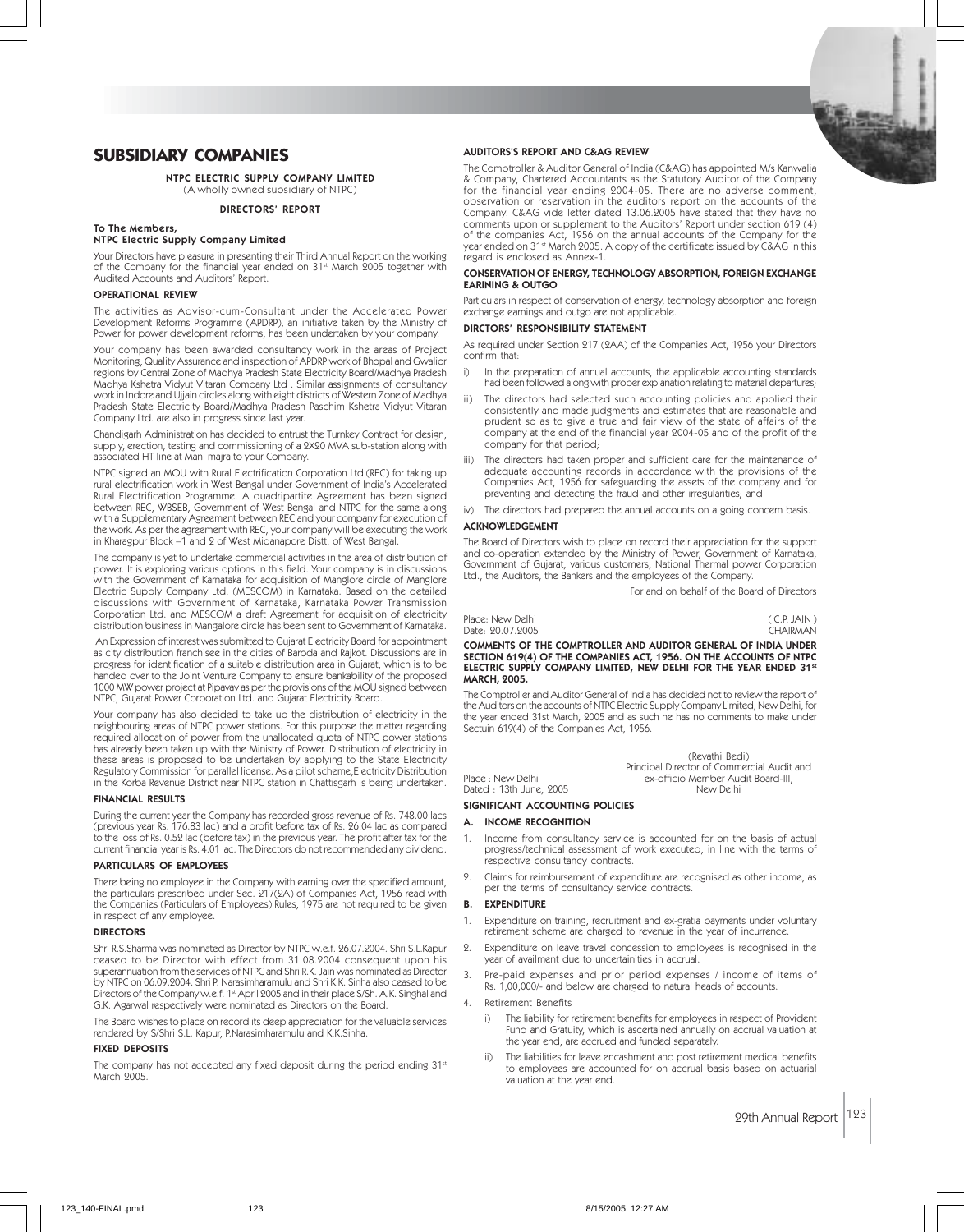# SUBSIDIARY COMPANIES

**NTPC ELECTRIC SUPPLY COMPANY LIMITED**
(A wholly owned subsidiary of NTPC)

**DIRECTORS' REPORT**

**To The Members,**
**NTPC Electric Supply Company Limited**

Your Directors have pleasure in presenting their Third Annual Report on the working of the Company for the financial year ended on 31st March 2005 together with Audited Accounts and Auditors' Report.

## OPERATIONAL REVIEW

The activities as Advisor-cum-Consultant under the Accelerated Power Development Reforms Programme (APDRP), an initiative taken by the Ministry of Power for power development reforms, has been undertaken by your company.

Your company has been awarded consultancy work in the areas of Project Monitoring, Quality Assurance and inspection of APDRP work of Bhopal and Gwalior regions by Central Zone of Madhya Pradesh State Electricity Board/Madhya Pradesh Madhya Kshetra Vidyut Vitaran Company Ltd . Similar assignments of consultancy work in Indore and Ujjain circles along with eight districts of Western Zone of Madhya Pradesh State Electricity Board/Madhya Pradesh Paschim Kshetra Vidyut Vitaran Company Ltd. are also in progress since last year.

Chandigarh Administration has decided to entrust the Turnkey Contract for design, supply, erection, testing and commissioning of a 2X20 MVA sub-station along with associated HT line at Mani majra to your Company.

NTPC signed an MOU with Rural Electrification Corporation Ltd.(REC) for taking up rural electrification work in West Bengal under Government of India's Accelerated Rural Electrification Programme. A quadripartite Agreement has been signed between REC, WBSEB, Government of West Bengal and NTPC for the same along with a Supplementary Agreement between REC and your company for execution of the work. As per the agreement with REC, your company will be executing the work in Kharagpur Block –1 and 2 of West Midanapore Distt. of West Bengal.

The company is yet to undertake commercial activities in the area of distribution of power. It is exploring various options in this field. Your company is in discussions with the Government of Karnataka for acquisition of Manglore circle of Manglore Electric Supply Company Ltd. (MESCOM) in Karnataka. Based on the detailed discussions with Government of Karnataka, Karnataka Power Transmission Corporation Ltd. and MESCOM a draft Agreement for acquisition of electricity distribution business in Mangalore circle has been sent to Government of Karnataka.

An Expression of interest was submitted to Gujarat Electricity Board for appointment as city distribution franchisee in the cities of Baroda and Rajkot. Discussions are in progress for identification of a suitable distribution area in Gujarat, which is to be handed over to the Joint Venture Company to ensure bankability of the proposed 1000 MW power project at Pipavav as per the provisions of the MOU signed between NTPC, Gujarat Power Corporation Ltd. and Gujarat Electricity Board.

Your company has also decided to take up the distribution of electricity in the neighbouring areas of NTPC power stations. For this purpose the matter regarding required allocation of power from the unallocated quota of NTPC power stations has already been taken up with the Ministry of Power. Distribution of electricity in these areas is proposed to be undertaken by applying to the State Electricity Regulatory Commission for parallel license. As a pilot scheme,Electricity Distribution in the Korba Revenue District near NTPC station in Chattisgarh is being undertaken.

## FINANCIAL RESULTS

During the current year the Company has recorded gross revenue of Rs. 748.00 lacs (previous year Rs. 176.83 lac) and a profit before tax of Rs. 26.04 lac as compared to the loss of Rs. 0.52 lac (before tax) in the previous year. The profit after tax for the current financial year is Rs. 4.01 lac. The Directors do not recommended any dividend.

## PARTICULARS OF EMPLOYEES

There being no employee in the Company with earning over the specified amount, the particulars prescribed under Sec. 217(2A) of Companies Act, 1956 read with the Companies (Particulars of Employees) Rules, 1975 are not required to be given in respect of any employee.

## DIRECTORS

Shri R.S.Sharma was nominated as Director by NTPC w.e.f. 26.07.2004. Shri S.L.Kapur ceased to be Director with effect from 31.08.2004 consequent upon his superannuation from the services of NTPC and Shri R.K. Jain was nominated as Director by NTPC on 06.09.2004. Shri P. Narasimharamulu and Shri K.K. Sinha also ceased to be Directors of the Company w.e.f. 1st April 2005 and in their place S/Sh. A.K. Singhal and G.K. Agarwal respectively were nominated as Directors on the Board.

The Board wishes to place on record its deep appreciation for the valuable services rendered by S/Shri S.L. Kapur, P.Narasimharamulu and K.K.Sinha.

## FIXED DEPOSITS

The company has not accepted any fixed deposit during the period ending 31st March 2005.

## AUDITORS'S REPORT AND C&AG REVIEW

The Comptroller & Auditor General of India (C&AG) has appointed M/s Kanwalia & Company, Chartered Accountants as the Statutory Auditor of the Company for the financial year ending 2004-05. There are no adverse comment, observation or reservation in the auditors report on the accounts of the Company. C&AG vide letter dated 13.06.2005 have stated that they have no comments upon or supplement to the Auditors' Report under section 619 (4) of the companies Act, 1956 on the annual accounts of the Company for the year ended on 31st March 2005. A copy of the certificate issued by C&AG in this regard is enclosed as Annex-1.

## CONSERVATION OF ENERGY, TECHNOLOGY ABSORPTION, FOREIGN EXCHANGE EARINING & OUTGO

Particulars in respect of conservation of energy, technology absorption and foreign exchange earnings and outgo are not applicable.

## DIRCTORS' RESPONSIBILITY STATEMENT

As required under Section 217 (2AA) of the Companies Act, 1956 your Directors confirm that:

i) In the preparation of annual accounts, the applicable accounting standards had been followed along with proper explanation relating to material departures;

ii) The directors had selected such accounting policies and applied their consistently and made judgments and estimates that are reasonable and prudent so as to give a true and fair view of the state of affairs of the company at the end of the financial year 2004-05 and of the profit of the company for that period;

iii) The directors had taken proper and sufficient care for the maintenance of adequate accounting records in accordance with the provisions of the Companies Act, 1956 for safeguarding the assets of the company and for preventing and detecting the fraud and other irregularities; and

iv) The directors had prepared the annual accounts on a going concern basis.

## ACKNOWLEDGEMENT

The Board of Directors wish to place on record their appreciation for the support and co-operation extended by the Ministry of Power, Government of Karnataka, Government of Gujarat, various customers, National Thermal power Corporation Ltd., the Auditors, the Bankers and the employees of the Company.

For and on behalf of the Board of Directors

Place: New Delhi
Date: 20.07.2005

( C.P. JAIN )
CHAIRMAN

**COMMENTS OF THE COMPTROLLER AND AUDITOR GENERAL OF INDIA UNDER SECTION 619(4) OF THE COMPANIES ACT, 1956. ON THE ACCOUNTS OF NTPC ELECTRIC SUPPLY COMPANY LIMITED, NEW DELHI FOR THE YEAR ENDED 31st MARCH, 2005.**

The Comptroller and Auditor General of India has decided not to review the report of the Auditors on the accounts of NTPC Electric Supply Company Limited, New Delhi, for the year ended 31st March, 2005 and as such he has no comments to make under Sectuin 619(4) of the Companies Act, 1956.

(Revathi Bedi)
Principal Director of Commercial Audit and
ex-officio Member Audit Board-III,
New Delhi

Place : New Delhi
Dated : 13th June, 2005

## SIGNIFICANT ACCOUNTING POLICIES

### A. INCOME RECOGNITION

1. Income from consultancy service is accounted for on the basis of actual progress/technical assessment of work executed, in line with the terms of respective consultancy contracts.
2. Claims for reimbursement of expenditure are recognised as other income, as per the terms of consultancy service contracts.

### B. EXPENDITURE

1. Expenditure on training, recruitment and ex-gratia payments under voluntary retirement scheme are charged to revenue in the year of incurrence.
2. Expenditure on leave travel concession to employees is recognised in the year of availment due to uncertainities in accrual.
3. Pre-paid expenses and prior period expenses / income of items of Rs. 1,00,000/- and below are charged to natural heads of accounts.
4. Retirement Benefits
   i) The liability for retirement benefits for employees in respect of Provident Fund and Gratuity, which is ascertained annually on accrual valuation at the year end, are accrued and funded separately.
   ii) The liabilities for leave encashment and post retirement medical benefits to employees are accounted for on accrual basis based on actuarial valuation at the year end.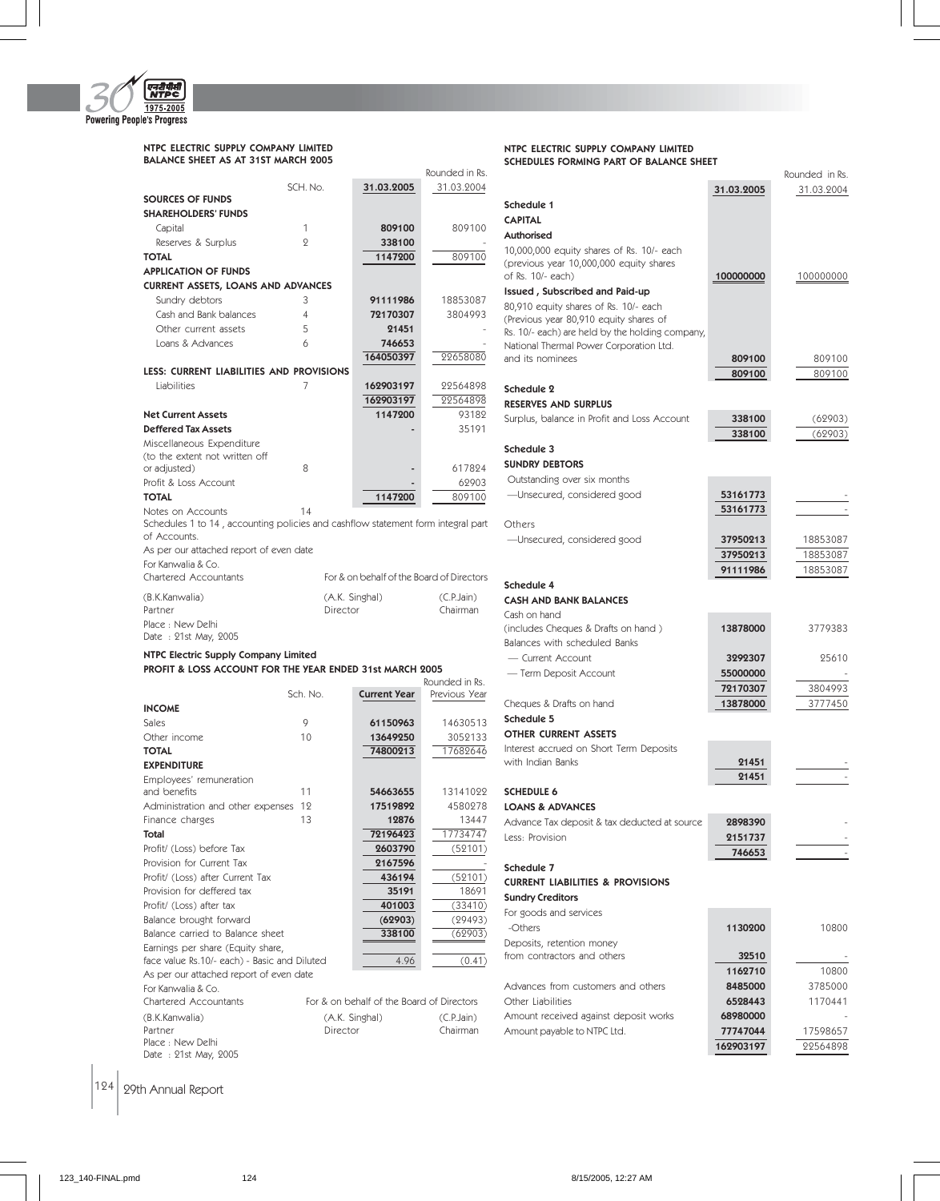## NTPC ELECTRIC SUPPLY COMPANY LIMITED
### BALANCE SHEET AS AT 31ST MARCH 2005

Rounded in Rs.

| | SCH. No. | 31.03.2005 | 31.03.2004 |
|---|---|---|---|
| **SOURCES OF FUNDS** | | | |
| **SHAREHOLDERS' FUNDS** | | | |
| Capital | 1 | **809100** | 809100 |
| Reserves & Surplus | 2 | **338100** | - |
| **TOTAL** | | **1147200** | 809100 |
| **APPLICATION OF FUNDS** | | | |
| **CURRENT ASSETS, LOANS AND ADVANCES** | | | |
| Sundry debtors | 3 | **91111986** | 18853087 |
| Cash and Bank balances | 4 | **72170307** | 3804993 |
| Other current assets | 5 | **21451** | - |
| Loans & Advances | 6 | **746653** | - |
| | | **164050397** | 22658080 |
| **LESS: CURRENT LIABILITIES AND PROVISIONS** | | | |
| Liabilities | 7 | **162903197** | 22564898 |
| | | **162903197** | 22564898 |
| **Net Current Assets** | | **1147200** | 93182 |
| **Deffered Tax Assets** | | **-** | 35191 |
| Miscellaneous Expenditure (to the extent not written off or adjusted) | 8 | **-** | 617824 |
| Profit & Loss Account | | **-** | 62903 |
| **TOTAL** | | **1147200** | 809100 |
| Notes on Accounts | 14 | | |

Schedules 1 to 14 , accounting policies and cashflow statement form integral part of Accounts.

As per our attached report of even date

For Kanwalia & Co.
Chartered Accountants

For & on behalf of the Board of Directors

(B.K.Kanwalia)
Partner

(A.K. Singhal)
Director

(C.P.Jain)
Chairman

Place : New Delhi
Date : 21st May, 2005

## NTPC Electric Supply Company Limited
### PROFIT & LOSS ACCOUNT FOR THE YEAR ENDED 31st MARCH 2005

Rounded in Rs.

| | Sch. No. | Current Year | Previous Year |
|---|---|---|---|
| **INCOME** | | | |
| Sales | 9 | **61150963** | 14630513 |
| Other income | 10 | **13649250** | 3052133 |
| **TOTAL** | | **74800213** | 17682646 |
| **EXPENDITURE** | | | |
| Employees' remuneration and benefits | 11 | **54663655** | 13141022 |
| Administration and other expenses | 12 | **17519892** | 4580278 |
| Finance charges | 13 | **12876** | 13447 |
| **Total** | | **72196423** | 17734747 |
| Profit/ (Loss) before Tax | | **2603790** | (52101) |
| Provision for Current Tax | | **2167596** | - |
| Profit/ (Loss) after Current Tax | | **436194** | (52101) |
| Provision for deffered tax | | **35191** | 18691 |
| Profit/ (Loss) after tax | | **401003** | (33410) |
| Balance brought forward | | **(62903)** | (29493) |
| Balance carried to Balance sheet | | **338100** | (62903) |
| Earnings per share (Equity share, face value Rs.10/- each) - Basic and Diluted | | 4.96 | (0.41) |

As per our attached report of even date

For Kanwalia & Co.
Chartered Accountants

For & on behalf of the Board of Directors

(B.K.Kanwalia)
Partner

(A.K. Singhal)
Director

(C.P.Jain)
Chairman

Place : New Delhi
Date : 21st May, 2005

## NTPC ELECTRIC SUPPLY COMPANY LIMITED
### SCHEDULES FORMING PART OF BALANCE SHEET

Rounded in Rs.

| | 31.03.2005 | 31.03.2004 |
|---|---|---|
| **Schedule 1** | | |
| **CAPITAL** | | |
| **Authorised** | | |
| 10,000,000 equity shares of Rs. 10/- each (previous year 10,000,000 equity shares of Rs. 10/- each) | **100000000** | 100000000 |
| **Issued , Subscribed and Paid-up** | | |
| 80,910 equity shares of Rs. 10/- each (Previous year 80,910 equity shares of Rs. 10/- each) are held by the holding company, National Thermal Power Corporation Ltd. and its nominees | **809100** | 809100 |
| | **809100** | 809100 |
| **Schedule 2** | | |
| **RESERVES AND SURPLUS** | | |
| Surplus, balance in Profit and Loss Account | **338100** | (62903) |
| | **338100** | (62903) |
| **Schedule 3** | | |
| **SUNDRY DEBTORS** | | |
| Outstanding over six months | | |
| —Unsecured, considered good | **53161773** | - |
| | **53161773** | - |
| Others | | |
| —Unsecured, considered good | **37950213** | 18853087 |
| | **37950213** | 18853087 |
| | **91111986** | 18853087 |
| **Schedule 4** | | |
| **CASH AND BANK BALANCES** | | |
| Cash on hand (includes Cheques & Drafts on hand ) | **13878000** | 3779383 |
| Balances with scheduled Banks | | |
| — Current Account | **3292307** | 25610 |
| — Term Deposit Account | **55000000** | - |
| | **72170307** | 3804993 |
| Cheques & Drafts on hand | **13878000** | 3777450 |
| **Schedule 5** | | |
| **OTHER CURRENT ASSETS** | | |
| Interest accrued on Short Term Deposits with Indian Banks | **21451** | - |
| | **21451** | - |
| **SCHEDULE 6** | | |
| **LOANS & ADVANCES** | | |
| Advance Tax deposit & tax deducted at source | **2898390** | - |
| Less: Provision | **2151737** | - |
| | **746653** | - |
| **Schedule 7** | | |
| **CURRENT LIABILITIES & PROVISIONS** | | |
| **Sundry Creditors** | | |
| For goods and services | | |
| -Others | **1130200** | 10800 |
| Deposits, retention money from contractors and others | **32510** | - |
| | **1162710** | 10800 |
| Advances from customers and others | **8485000** | 3785000 |
| Other Liabilities | **6528443** | 1170441 |
| Amount received against deposit works | **68980000** | - |
| Amount payable to NTPC Ltd. | **77747044** | 17598657 |
| | **162903197** | 22564898 |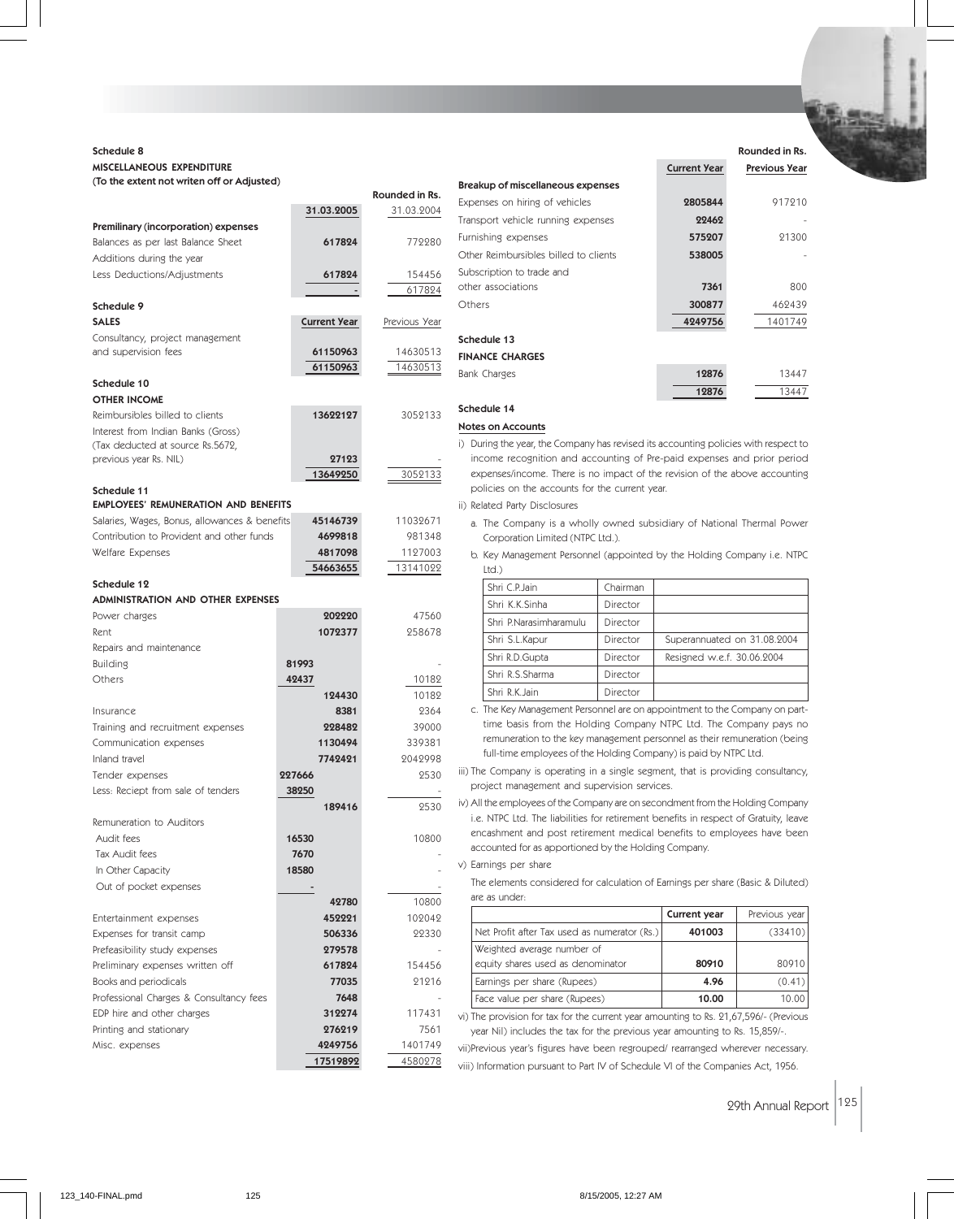## Schedule 8

### MISCELLANEOUS EXPENDITURE
**(To the extent not writen off or Adjusted)**

Rounded in Rs.

| | 31.03.2005 | 31.03.2004 |
|---|---|---|
| **Premilinary (incorporation) expenses** | | |
| Balances as per last Balance Sheet | 617824 | 772280 |
| Additions during the year | | |
| Less Deductions/Adjustments | 617824 | 154456 |
| | - | 617824 |

## Schedule 9

| SALES | Current Year | Previous Year |
|---|---|---|
| Consultancy, project management and supervision fees | 61150963 | 14630513 |
| | 61150963 | 14630513 |

## Schedule 10

| OTHER INCOME | Current Year | Previous Year |
|---|---|---|
| Reimbursibles billed to clients | 13622127 | 3052133 |
| Interest from Indian Banks (Gross) (Tax deducted at source Rs.5672, previous year Rs. NIL) | 27123 | - |
| | 13649250 | 3052133 |

## Schedule 11

| EMPLOYEES' REMUNERATION AND BENEFITS | Current Year | Previous Year |
|---|---|---|
| Salaries, Wages, Bonus, allowances & benefits | 45146739 | 11032671 |
| Contribution to Provident and other funds | 4699818 | 981348 |
| Welfare Expenses | 4817098 | 1127003 |
| | 54663655 | 13141022 |

## Schedule 12

| ADMINISTRATION AND OTHER EXPENSES | | Current Year | Previous Year |
|---|---|---|---|
| Power charges | | 202220 | 47560 |
| Rent | | 1072377 | 258678 |
| Repairs and maintenance | | | |
| Building | 81993 | | - |
| Others | 42437 | | 10182 |
| | | 124430 | 10182 |
| Insurance | | 8381 | 2364 |
| Training and recruitment expenses | | 228482 | 39000 |
| Communication expenses | | 1130494 | 339381 |
| Inland travel | | 7742421 | 2042998 |
| Tender expenses | 227666 | | 2530 |
| Less: Reciept from sale of tenders | 38250 | | - |
| | | 189416 | 2530 |
| Remuneration to Auditors | | | |
| Audit fees | 16530 | | 10800 |
| Tax Audit fees | 7670 | | - |
| In Other Capacity | 18580 | | - |
| Out of pocket expenses | - | | - |
| | | 42780 | 10800 |
| Entertainment expenses | | 452221 | 102042 |
| Expenses for transit camp | | 506336 | 22330 |
| Prefeasibility study expenses | | 279578 | - |
| Preliminary expenses written off | | 617824 | 154456 |
| Books and periodicals | | 77035 | 21216 |
| Professional Charges & Consultancy fees | | 7648 | - |
| EDP hire and other charges | | 312274 | 117431 |
| Printing and stationary | | 276219 | 7561 |
| Misc. expenses | | 4249756 | 1401749 |
| | | 17519892 | 4580278 |

Rounded in Rs.

| | Current Year | Previous Year |
|---|---|---|
| **Breakup of miscellaneous expenses** | | |
| Expenses on hiring of vehicles | 2805844 | 917210 |
| Transport vehicle running expenses | 22462 | - |
| Furnishing expenses | 575207 | 21300 |
| Other Reimbursibles billed to clients | 538005 | - |
| Subscription to trade and other associations | 7361 | 800 |
| Others | 300877 | 462439 |
| | 4249756 | 1401749 |

## Schedule 13

| FINANCE CHARGES | Current Year | Previous Year |
|---|---|---|
| Bank Charges | 12876 | 13447 |
| | 12876 | 13447 |

## Schedule 14

### Notes on Accounts

i) During the year, the Company has revised its accounting policies with respect to income recognition and accounting of Pre-paid expenses and prior period expenses/income. There is no impact of the revision of the above accounting policies on the accounts for the current year.

ii) Related Party Disclosures

a. The Company is a wholly owned subsidiary of National Thermal Power Corporation Limited (NTPC Ltd.).

b. Key Management Personnel (appointed by the Holding Company i.e. NTPC Ltd.)

| | | |
|---|---|---|
| Shri C.P.Jain | Chairman | |
| Shri K.K.Sinha | Director | |
| Shri P.Narasimharamulu | Director | |
| Shri S.L.Kapur | Director | Superannuated on 31.08.2004 |
| Shri R.D.Gupta | Director | Resigned w.e.f. 30.06.2004 |
| Shri R.S.Sharma | Director | |
| Shri R.K.Jain | Director | |

c. The Key Management Personnel are on appointment to the Company on part-time basis from the Holding Company NTPC Ltd. The Company pays no remuneration to the key management personnel as their remuneration (being full-time employees of the Holding Company) is paid by NTPC Ltd.

iii) The Company is operating in a single segment, that is providing consultancy, project management and supervision services.

iv) All the employees of the Company are on secondment from the Holding Company i.e. NTPC Ltd. The liabilities for retirement benefits in respect of Gratuity, leave encashment and post retirement medical benefits to employees have been accounted for as apportioned by the Holding Company.

v) Earnings per share

The elements considered for calculation of Earnings per share (Basic & Diluted) are as under:

| | Current year | Previous year |
|---|---|---|
| Net Profit after Tax used as numerator (Rs.) | 401003 | (33410) |
| Weighted average number of equity shares used as denominator | 80910 | 80910 |
| Earnings per share (Rupees) | 4.96 | (0.41) |
| Face value per share (Rupees) | 10.00 | 10.00 |

vi) The provision for tax for the current year amounting to Rs. 21,67,596/- (Previous year Nil) includes the tax for the previous year amounting to Rs. 15,859/-.

vii)Previous year's figures have been regrouped/ rearranged wherever necessary.

viii) Information pursuant to Part IV of Schedule VI of the Companies Act, 1956.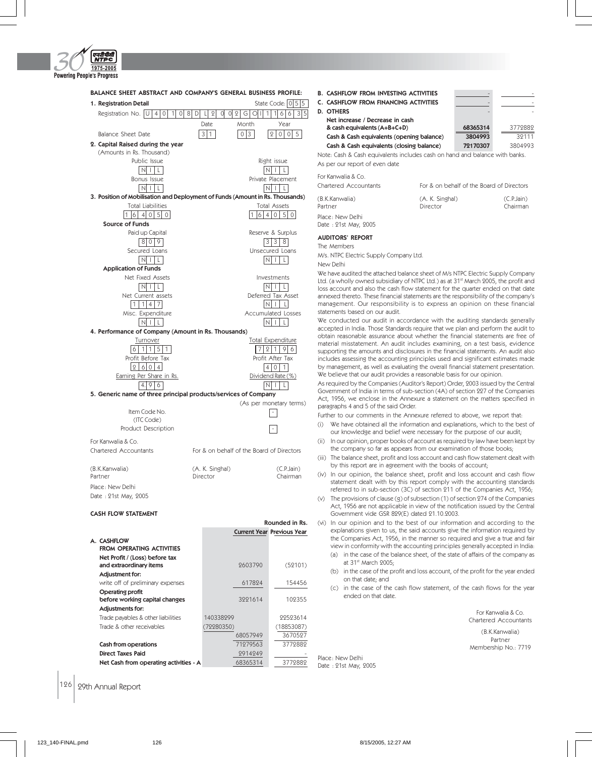## BALANCE SHEET ABSTRACT AND COMPANY'S GENERAL BUSINESS PROFILE:

### 1. Registration Detail

Registration No. U 4 0 1 0 8 D L 2 0 0 2 G O I 1 1 6 6 3 5 State Code: 0 5 5

| | Date | Month | Year |
|---|---|---|---|
| Balance Sheet Date | 31 | 03 | 2005 |

### 2. Capital Raised during the year

(Amounts in Rs. Thousand)

| Public Issue | Right issue |
|---|---|
| NIL | NIL |
| **Bonus Issue** | **Private Placement** |
| NIL | NIL |

### 3. Position of Mobilisation and Deployment of Funds (Amount in Rs. Thousands)

| Total Liabilities | Total Assets |
|---|---|
| 164050 | 164050 |

**Source of Funds**

| Paid up Capital | Reserve & Surplus |
|---|---|
| 809 | 338 |
| **Secured Loans** | **Unsecured Loans** |
| NIL | NIL |

**Application of Funds**

| Net Fixed Assets | Investments |
|---|---|
| NIL | NIL |
| **Net Current assets** | **Deferred Tax Asset** |
| 1147 | NIL |
| **Misc. Expenditure** | **Accumulated Losses** |
| NIL | NIL |

### 4. Performance of Company (Amount in Rs. Thousands)

| Turnover | Total Expenditure |
|---|---|
| 61151 | 72196 |
| **Profit Before Tax** | **Profit After Tax** |
| 2604 | 401 |
| **Earning Per Share in Rs.** | **Dividend Rate (%)** |
| 4.96 | NIL |

### 5. Generic name of three principal products/services of Company

(As per monetary terms)

| | |
|---|---|
| Item Code No. (ITC Code) | - |
| Product Description | - |

For Kanwalia & Co.
Chartered Accountants

For & on behalf of the Board of Directors

(B.K.Kanwalia)
Partner

(A. K. Singhal)
Director

(C.P.Jain)
Chairman

Place: New Delhi
Date : 21st May, 2005

## CASH FLOW STATEMENT

Rounded in Rs.

| | | Current Year | Previous Year |
|---|---|---|---|
| **A. CASHFLOW FROM OPERATING ACTIVITIES** | | | |
| **Net Profit / (Loss) before tax and extraordinary items** | | 2603790 | (52101) |
| **Adjustment for:** | | | |
| write off of preliminary expenses | | 617824 | 154456 |
| **Operating profit before working capital changes** | | 3221614 | 102355 |
| **Adjustments for:** | | | |
| Trade payables & other liabilities | 140338299 | | 22523614 |
| Trade & other receivables | (72280350) | | (18853087) |
| | | 68057949 | 3670527 |
| **Cash from operations** | | 71279563 | 3772882 |
| **Direct Taxes Paid** | | 2914249 | - |
| **Net Cash from operating activities - A** | | 68365314 | 3772882 |
| **B. CASHFLOW FROM INVESTING ACTIVITIES** | | - | - |
| **C. CASHFLOW FROM FINANCING ACTIVITIES** | | - | - |
| **D. OTHERS** | | - | - |
| **Net increase / Decrease in cash & cash equivalents (A+B+C+D)** | | **68365314** | 3772882 |
| **Cash & Cash equivalents (opening balance)** | | **3804993** | 32111 |
| **Cash & Cash equivalents (closing balance)** | | **72170307** | 3804993 |

Note: Cash & Cash equivalents includes cash on hand and balance with banks.

As per our report of even date

For Kanwalia & Co.
Chartered Accountants

For & on behalf of the Board of Directors

(B.K.Kanwalia)
Partner

(A. K. Singhal)
Director

(C.P.Jain)
Chairman

Place: New Delhi
Date : 21st May, 2005

## AUDITORS' REPORT

The Members
M/s. NTPC Electric Supply Company Ltd.
New Delhi

We have audited the attached balance sheet of M/s NTPC Electric Supply Company Ltd. (a wholly owned subsidiary of NTPC Ltd.) as at 31st March 2005, the profit and loss account and also the cash flow statement for the quarter ended on that date annexed thereto. These financial statements are the responsibility of the company's management. Our responsibility is to express an opinion on these financial statements based on our audit.

We conducted our audit in accordance with the auditing standards generally accepted in India. Those Standards require that we plan and perform the audit to obtain reasonable assurance about whether the financial statements are free of material misstatement. An audit includes examining, on a test basis, evidence supporting the amounts and disclosures in the financial statements. An audit also includes assessing the accounting principles used and significant estimates made by management, as well as evaluating the overall financial statement presentation. We believe that our audit provides a reasonable basis for our opinion.

As required by the Companies (Auditor's Report) Order, 2003 issued by the Central Government of India in terms of sub-section (4A) of section 227 of the Companies Act, 1956, we enclose in the Annexure a statement on the matters specified in paragraphs 4 and 5 of the said Order.

Further to our comments in the Annexure referred to above, we report that:

(i) We have obtained all the information and explanations, which to the best of our knowledge and belief were necessary for the purpose of our audit;

(ii) In our opinion, proper books of account as required by law have been kept by the company so far as appears from our examination of those books;

(iii) The balance sheet, profit and loss account and cash flow statement dealt with by this report are in agreement with the books of account;

(iv) In our opinion, the balance sheet, profit and loss account and cash flow statement dealt with by this report comply with the accounting standards referred to in sub-section (3C) of section 211 of the Companies Act, 1956;

(v) The provisions of clause (g) of subsection (1) of section 274 of the Companies Act, 1956 are not applicable in view of the notification issued by the Central Government vide GSR 829(E) dated 21.10.2003.

(vi) In our opinion and to the best of our information and according to the explanations given to us, the said accounts give the information required by the Companies Act, 1956, in the manner so required and give a true and fair view in conformity with the accounting principles generally accepted in India:

(a) in the case of the balance sheet, of the state of affairs of the company as at 31st March 2005;

(b) in the case of the profit and loss account, of the profit for the year ended on that date; and

(c) in the case of the cash flow statement, of the cash flows for the year ended on that date.

For Kanwalia & Co.
Chartered Accountants

(B.K.Kanwalia)
Partner
Membership No.: 7719

Place: New Delhi
Date : 21st May, 2005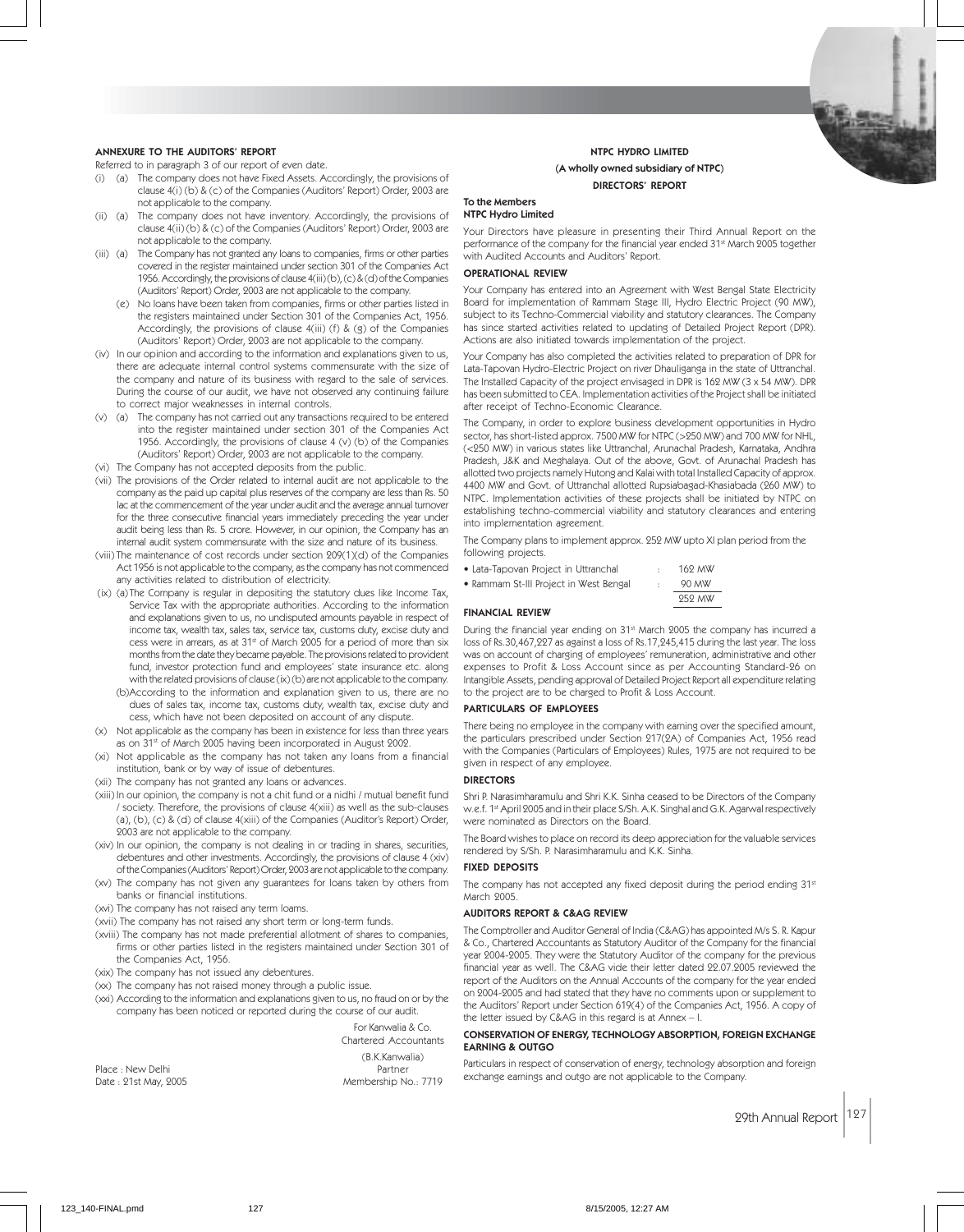## ANNEXURE TO THE AUDITORS' REPORT

Referred to in paragraph 3 of our report of even date.

(i) (a) The company does not have Fixed Assets. Accordingly, the provisions of clause 4(i) (b) & (c) of the Companies (Auditors' Report) Order, 2003 are not applicable to the company.

(ii) (a) The company does not have inventory. Accordingly, the provisions of clause 4(ii) (b) & (c) of the Companies (Auditors' Report) Order, 2003 are not applicable to the company.

(iii) (a) The Company has not granted any loans to companies, firms or other parties covered in the register maintained under section 301 of the Companies Act 1956. Accordingly, the provisions of clause 4(iii) (b), (c) & (d) of the Companies (Auditors' Report) Order, 2003 are not applicable to the company.

(e) No loans have been taken from companies, firms or other parties listed in the registers maintained under Section 301 of the Companies Act, 1956. Accordingly, the provisions of clause 4(iii) (f) & (g) of the Companies (Auditors' Report) Order, 2003 are not applicable to the company.

(iv) In our opinion and according to the information and explanations given to us, there are adequate internal control systems commensurate with the size of the company and nature of its business with regard to the sale of services. During the course of our audit, we have not observed any continuing failure to correct major weaknesses in internal controls.

(v) (a) The company has not carried out any transactions required to be entered into the register maintained under section 301 of the Companies Act 1956. Accordingly, the provisions of clause 4 (v) (b) of the Companies (Auditors' Report) Order, 2003 are not applicable to the company.

(vi) The Company has not accepted deposits from the public.

(vii) The provisions of the Order related to internal audit are not applicable to the company as the paid up capital plus reserves of the company are less than Rs. 50 lac at the commencement of the year under audit and the average annual turnover for the three consecutive financial years immediately preceding the year under audit being less than Rs. 5 crore. However, in our opinion, the Company has an internal audit system commensurate with the size and nature of its business.

(viii) The maintenance of cost records under section 209(1)(d) of the Companies Act 1956 is not applicable to the company, as the company has not commenced any activities related to distribution of electricity.

(ix) (a) The Company is regular in depositing the statutory dues like Income Tax, Service Tax with the appropriate authorities. According to the information and explanations given to us, no undisputed amounts payable in respect of income tax, wealth tax, sales tax, service tax, customs duty, excise duty and cess were in arrears, as at 31st of March 2005 for a period of more than six months from the date they became payable. The provisions related to provident fund, investor protection fund and employees' state insurance etc. along with the related provisions of clause (ix) (b) are not applicable to the company.

(b) According to the information and explanation given to us, there are no dues of sales tax, income tax, customs duty, wealth tax, excise duty and cess, which have not been deposited on account of any dispute.

(x) Not applicable as the company has been in existence for less than three years as on 31st of March 2005 having been incorporated in August 2002.

(xi) Not applicable as the company has not taken any loans from a financial institution, bank or by way of issue of debentures.

(xii) The company has not granted any loans or advances.

(xiii) In our opinion, the company is not a chit fund or a nidhi / mutual benefit fund / society. Therefore, the provisions of clause 4(xiii) as well as the sub-clauses (a), (b), (c) & (d) of clause 4(xiii) of the Companies (Auditor's Report) Order, 2003 are not applicable to the company.

(xiv) In our opinion, the company is not dealing in or trading in shares, securities, debentures and other investments. Accordingly, the provisions of clause 4 (xiv) of the Companies (Auditors' Report) Order, 2003 are not applicable to the company.

(xv) The company has not given any guarantees for loans taken by others from banks or financial institutions.

(xvi) The company has not raised any term loams.

(xvii) The company has not raised any short term or long-term funds.

(xviii) The company has not made preferential allotment of shares to companies, firms or other parties listed in the registers maintained under Section 301 of the Companies Act, 1956.

(xix) The company has not issued any debentures.

(xx) The company has not raised money through a public issue.

(xxi) According to the information and explanations given to us, no fraud on or by the company has been noticed or reported during the course of our audit.

For Kanwalia & Co.
Chartered Accountants

(B.K.Kanwalia)
Partner
Membership No.: 7719

Place : New Delhi
Date : 21st May, 2005

## NTPC HYDRO LIMITED

**(A wholly owned subsidiary of NTPC)**

**DIRECTORS' REPORT**

**To the Members**
**NTPC Hydro Limited**

Your Directors have pleasure in presenting their Third Annual Report on the performance of the company for the financial year ended 31st March 2005 together with Audited Accounts and Auditors' Report.

### OPERATIONAL REVIEW

Your Company has entered into an Agreement with West Bengal State Electricity Board for implementation of Rammam Stage III, Hydro Electric Project (90 MW), subject to its Techno-Commercial viability and statutory clearances. The Company has since started activities related to updating of Detailed Project Report (DPR). Actions are also initiated towards implementation of the project.

Your Company has also completed the activities related to preparation of DPR for Lata-Tapovan Hydro-Electric Project on river Dhauliganga in the state of Uttranchal. The Installed Capacity of the project envisaged in DPR is 162 MW (3 x 54 MW). DPR has been submitted to CEA. Implementation activities of the Project shall be initiated after receipt of Techno-Economic Clearance.

The Company, in order to explore business development opportunities in Hydro sector, has short-listed approx. 7500 MW for NTPC (>250 MW) and 700 MW for NHL, (<250 MW) in various states like Uttranchal, Arunachal Pradesh, Karnataka, Andhra Pradesh, J&K and Meghalaya. Out of the above, Govt. of Arunachal Pradesh has allotted two projects namely Hutong and Kalai with total Installed Capacity of approx. 4400 MW and Govt. of Uttranchal allotted Rupsiabagad-Khasiabada (260 MW) to NTPC. Implementation activities of these projects shall be initiated by NTPC on establishing techno-commercial viability and statutory clearances and entering into implementation agreement.

The Company plans to implement approx. 252 MW upto XI plan period from the following projects.

| | | |
|---|---|---|
| • Lata-Tapovan Project in Uttranchal | : | 162 MW |
| • Rammam St-III Project in West Bengal | : | 90 MW |
| | | 252 MW |

### FINANCIAL REVIEW

During the financial year ending on 31st March 2005 the company has incurred a loss of Rs.30,467,227 as against a loss of Rs.17,245,415 during the last year. The loss was on account of charging of employees' remuneration, administrative and other expenses to Profit & Loss Account since as per Accounting Standard-26 on Intangible Assets, pending approval of Detailed Project Report all expenditure relating to the project are to be charged to Profit & Loss Account.

### PARTICULARS OF EMPLOYEES

There being no employee in the company with earning over the specified amount, the particulars prescribed under Section 217(2A) of Companies Act, 1956 read with the Companies (Particulars of Employees) Rules, 1975 are not required to be given in respect of any employee.

### DIRECTORS

Shri P. Narasimharamulu and Shri K.K. Sinha ceased to be Directors of the Company w.e.f. 1st April 2005 and in their place S/Sh. A.K. Singhal and G.K. Agarwal respectively were nominated as Directors on the Board.

The Board wishes to place on record its deep appreciation for the valuable services rendered by S/Sh. P. Narasimharamulu and K.K. Sinha.

### FIXED DEPOSITS

The company has not accepted any fixed deposit during the period ending 31st March 2005.

### AUDITORS REPORT & C&AG REVIEW

The Comptroller and Auditor General of India (C&AG) has appointed M/s S. R. Kapur & Co., Chartered Accountants as Statutory Auditor of the Company for the financial year 2004-2005. They were the Statutory Auditor of the company for the previous financial year as well. The C&AG vide their letter dated 22.07.2005 reviewed the report of the Auditors on the Annual Accounts of the company for the year ended on 2004-2005 and had stated that they have no comments upon or supplement to the Auditors' Report under Section 619(4) of the Companies Act, 1956. A copy of the letter issued by C&AG in this regard is at Annex – I.

### CONSERVATION OF ENERGY, TECHNOLOGY ABSORPTION, FOREIGN EXCHANGE EARNING & OUTGO

Particulars in respect of conservation of energy, technology absorption and foreign exchange earnings and outgo are not applicable to the Company.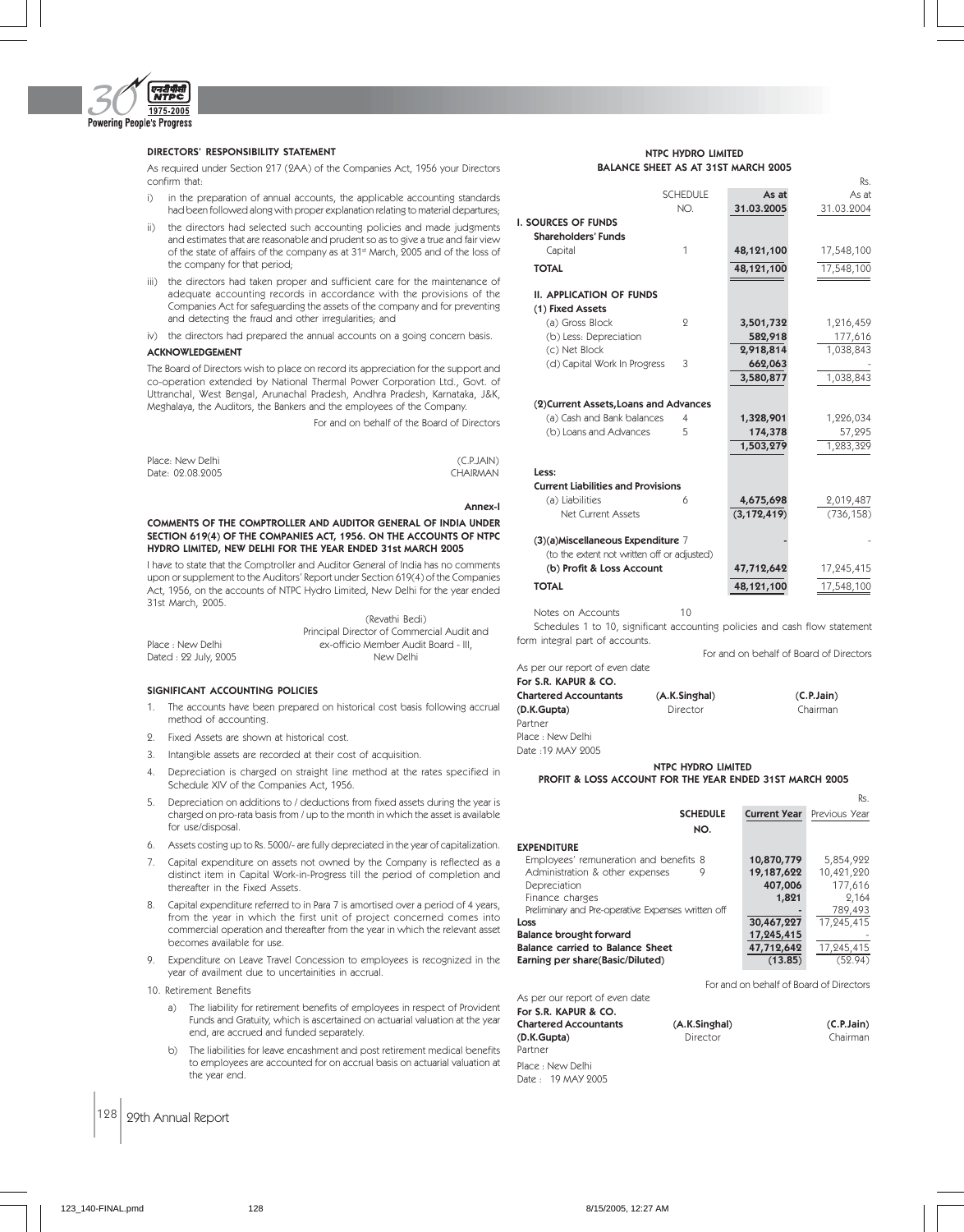### DIRECTORS' RESPONSIBILITY STATEMENT

As required under Section 217 (2AA) of the Companies Act, 1956 your Directors confirm that:

i) in the preparation of annual accounts, the applicable accounting standards had been followed along with proper explanation relating to material departures;

ii) the directors had selected such accounting policies and made judgments and estimates that are reasonable and prudent so as to give a true and fair view of the state of affairs of the company as at 31st March, 2005 and of the loss of the company for that period;

iii) the directors had taken proper and sufficient care for the maintenance of adequate accounting records in accordance with the provisions of the Companies Act for safeguarding the assets of the company and for preventing and detecting the fraud and other irregularities; and

iv) the directors had prepared the annual accounts on a going concern basis.

### ACKNOWLEDGEMENT

The Board of Directors wish to place on record its appreciation for the support and co-operation extended by National Thermal Power Corporation Ltd., Govt. of Uttranchal, West Bengal, Arunachal Pradesh, Andhra Pradesh, Karnataka, J&K, Meghalaya, the Auditors, the Bankers and the employees of the Company.

For and on behalf of the Board of Directors

Place: New Delhi
Date: 02.08.2005

(C.P.JAIN)
CHAIRMAN

**Annex-I**

### COMMENTS OF THE COMPTROLLER AND AUDITOR GENERAL OF INDIA UNDER SECTION 619(4) OF THE COMPANIES ACT, 1956. ON THE ACCOUNTS OF NTPC HYDRO LIMITED, NEW DELHI FOR THE YEAR ENDED 31st MARCH 2005

I have to state that the Comptroller and Auditor General of India has no comments upon or supplement to the Auditors' Report under Section 619(4) of the Companies Act, 1956, on the accounts of NTPC Hydro Limited, New Delhi for the year ended 31st March, 2005.

(Revathi Bedi)
Principal Director of Commercial Audit and
ex-officio Member Audit Board - III,
New Delhi

Place : New Delhi
Dated : 22 July, 2005

### SIGNIFICANT ACCOUNTING POLICIES

1. The accounts have been prepared on historical cost basis following accrual method of accounting.
2. Fixed Assets are shown at historical cost.
3. Intangible assets are recorded at their cost of acquisition.
4. Depreciation is charged on straight line method at the rates specified in Schedule XIV of the Companies Act, 1956.
5. Depreciation on additions to / deductions from fixed assets during the year is charged on pro-rata basis from / up to the month in which the asset is available for use/disposal.
6. Assets costing up to Rs. 5000/- are fully depreciated in the year of capitalization.
7. Capital expenditure on assets not owned by the Company is reflected as a distinct item in Capital Work-in-Progress till the period of completion and thereafter in the Fixed Assets.
8. Capital expenditure referred to in Para 7 is amortised over a period of 4 years, from the year in which the first unit of project concerned comes into commercial operation and thereafter from the year in which the relevant asset becomes available for use.
9. Expenditure on Leave Travel Concession to employees is recognized in the year of availment due to uncertainities in accrual.
10. Retirement Benefits
    a) The liability for retirement benefits of employees in respect of Provident Funds and Gratuity, which is ascertained on actuarial valuation at the year end, are accrued and funded separately.
    b) The liabilities for leave encashment and post retirement medical benefits to employees are accounted for on accrual basis on actuarial valuation at the year end.

## NTPC HYDRO LIMITED
## BALANCE SHEET AS AT 31ST MARCH 2005

Rs.

| | SCHEDULE NO. | As at 31.03.2005 | As at 31.03.2004 |
|---|---|---|---|
| **I. SOURCES OF FUNDS** | | | |
| **Shareholders' Funds** | | | |
| Capital | 1 | **48,121,100** | 17,548,100 |
| **TOTAL** | | **48,121,100** | 17,548,100 |
| **II. APPLICATION OF FUNDS** | | | |
| **(1) Fixed Assets** | | | |
| (a) Gross Block | 2 | **3,501,732** | 1,216,459 |
| (b) Less: Depreciation | | **582,918** | 177,616 |
| (c) Net Block | | **2,918,814** | 1,038,843 |
| (d) Capital Work In Progress | 3 | **662,063** | - |
| | | **3,580,877** | 1,038,843 |
| **(2)Current Assets,Loans and Advances** | | | |
| (a) Cash and Bank balances | 4 | **1,328,901** | 1,226,034 |
| (b) Loans and Advances | 5 | **174,378** | 57,295 |
| | | **1,503,279** | 1,283,329 |
| **Less:** | | | |
| **Current Liabilities and Provisions** | | | |
| (a) Liabilities | 6 | **4,675,698** | 2,019,487 |
| Net Current Assets | | **(3,172,419)** | (736,158) |
| **(3)(a)Miscellaneous Expenditure** | 7 | - | - |
| (to the extent not written off or adjusted) | | | |
| **(b) Profit & Loss Account** | | **47,712,642** | 17,245,415 |
| **TOTAL** | | **48,121,100** | 17,548,100 |

Notes on Accounts 10

Schedules 1 to 10, significant accounting policies and cash flow statement form integral part of accounts.

For and on behalf of Board of Directors

As per our report of even date
**For S.R. KAPUR & CO.**
**Chartered Accountants**
**(D.K.Gupta)**
Partner
Place : New Delhi
Date :19 MAY 2005

**(A.K.Singhal)**
Director

**(C.P.Jain)**
Chairman

## NTPC HYDRO LIMITED
## PROFIT & LOSS ACCOUNT FOR THE YEAR ENDED 31ST MARCH 2005

Rs.

| | SCHEDULE NO. | Current Year | Previous Year |
|---|---|---|---|
| **EXPENDITURE** | | | |
| Employees' remuneration and benefits | 8 | **10,870,779** | 5,854,922 |
| Administration & other expenses | 9 | **19,187,622** | 10,421,220 |
| Depreciation | | **407,006** | 177,616 |
| Finance charges | | **1,821** | 2,164 |
| Preliminary and Pre-operative Expenses written off | | **-** | 789,493 |
| **Loss** | | **30,467,227** | 17,245,415 |
| **Balance brought forward** | | **17,245,415** | - |
| **Balance carried to Balance Sheet** | | **47,712,642** | 17,245,415 |
| **Earning per share(Basic/Diluted)** | | **(13.85)** | (52.94) |

For and on behalf of Board of Directors

As per our report of even date
**For S.R. KAPUR & CO.**
**Chartered Accountants**
**(D.K.Gupta)**
Partner
Place : New Delhi
Date : 19 MAY 2005

**(A.K.Singhal)**
Director

**(C.P.Jain)**
Chairman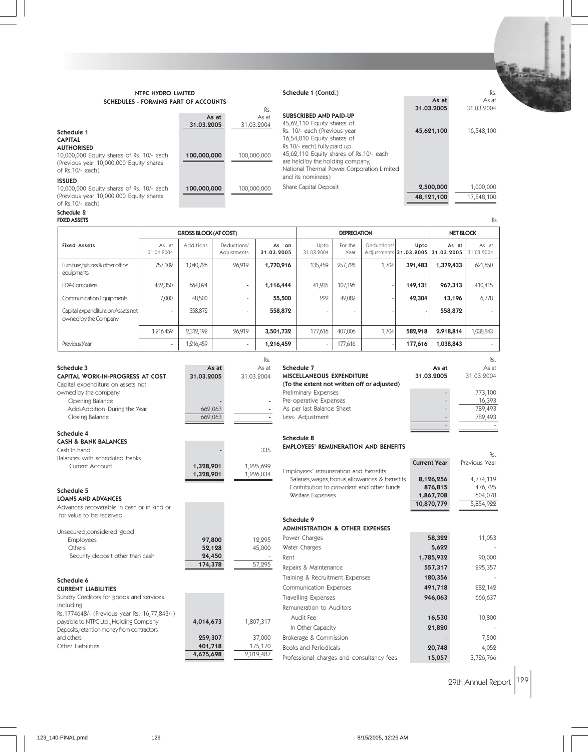# NTPC HYDRO LIMITED

## SCHEDULES - FORMING PART OF ACCOUNTS

Rs.

### Schedule 1

| | As at 31.03.2005 | As at 31.03.2004 |
|---|---|---|
| **CAPITAL** | | |
| **AUTHORISED** | | |
| 10,000,000 Equity shares of Rs. 10/- each (Previous year 10,000,000 Equity shares of Rs.10/- each) | **100,000,000** | 100,000,000 |
| **ISSUED** | | |
| 10,000,000 Equity shares of Rs. 10/- each (Previous year 10,000,000 Equity shares of Rs.10/- each) | **100,000,000** | 100,000,000 |

### Schedule 1 (Contd.)

Rs.

| | As at 31.03.2005 | As at 31.03.2004 |
|---|---|---|
| **SUBSCRIBED AND PAID-UP** | | |
| 45,62,110 Equity shares of Rs. 10/- each (Previous year 16,54,810 Equity shares of Rs.10/- each) fully paid up. 45,62,110 Equity shares of Rs.10/- each are held by the holding company, National Thermal Power Corporation Limited and its nominees) | **45,621,100** | 16,548,100 |
| Share Capital Deposit | **2,500,000** | 1,000,000 |
| | **48,121,100** | 17,548,100 |

### Schedule 2

**FIXED ASSETS**

Rs.

| Fixed Assets | GROSS BLOCK (AT COST) | | | | DEPRECIATION | | | | NET BLOCK | |
|---|---|---|---|---|---|---|---|---|---|---|
| | As at 01.04.2004 | Additions | Deductions/ Adjustments | As on 31.03.2005 | Upto 31.03.2004 | For the Year | Deductions/ Adjustments | Upto 31.03.2005 | As at 31.03.2005 | As at 31.03.2004 |
| Furniture, fixtures & other office equipments | 757,109 | 1,040,726 | 26,919 | **1,770,916** | 135,459 | 257,728 | 1,704 | **391,483** | **1,379,433** | 621,650 |
| EDP-Computers | 452,350 | 664,094 | - | **1,116,444** | 41,935 | 107,196 | - | **149,131** | **967,313** | 410,415 |
| Communication Equipments | 7,000 | 48,500 | - | **55,500** | 222 | 42,082 | - | **42,304** | **13,196** | 6,778 |
| Capital expenditure on Assets not owned by the Company | - | 558,872 | - | **558,872** | - | - | - | **-** | **558,872** | - |
| | 1,216,459 | 2,312,192 | 26,919 | **3,501,732** | 177,616 | 407,006 | 1,704 | **582,918** | **2,918,814** | 1,038,843 |
| Previous Year | - | 1,216,459 | - | **1,216,459** | - | 177,616 | - | **177,616** | **1,038,843** | - |

### Schedule 3

Rs.

| **CAPITAL WORK-IN-PROGRESS AT COST** | As at 31.03.2005 | As at 31.03.2004 |
|---|---|---|
| Capital expenditure on assets not owned by the company | | |
| Opening Balance | - | - |
| Add:Addition During the Year | 662,063 | - |
| Closing Balance | 662,063 | - |

### Schedule 4

| **CASH & BANK BALANCES** | | |
|---|---|---|
| Cash In hand | - | 335 |
| Balances with scheduled banks | | |
| Current Account | **1,328,901** | 1,225,699 |
| | **1,328,901** | 1,226,034 |

### Schedule 5

| **LOANS AND ADVANCES** | | |
|---|---|---|
| Advances recoverable in cash or in kind or for value to be received | | |
| Unsecured,considered good | | |
| Employees | **97,800** | 12,295 |
| Others | **52,128** | 45,000 |
| Security deposit other than cash | **24,450** | - |
| | **174,378** | 57,295 |

### Schedule 6

| **CURRENT LIABILITIES** | | |
|---|---|---|
| Sundry Creditors for goods and services including Rs.1774648/- (Previous year Rs. 16,77,843/-) payable to NTPC Ltd.,Holding Company | **4,014,673** | 1,807,317 |
| Deposits,retention money from contractors and others | **259,307** | 37,000 |
| Other Liabilities | **401,718** | 175,170 |
| | **4,675,698** | 2,019,487 |

### Schedule 7

Rs.

| **MISCELLANEOUS EXPENDITURE** **(To the extent not written off or adjusted)** | As at 31.03.2005 | As at 31.03.2004 |
|---|---|---|
| Preliminary Expenses | - | 773,100 |
| Pre-operative Expenses | - | 16,393 |
| As per last Balance Sheet | - | 789,493 |
| Less: Adjustment | - | 789,493 |
| | - | - |

### Schedule 8

**EMPLOYEES' REMUNERATION AND BENEFITS**

Rs.

| | Current Year | Previous Year |
|---|---|---|
| Employees' remuneration and benefits | | |
| Salaries,wages,bonus,allowances & benefits | **8,126,256** | 4,774,119 |
| Contribution to provident and other funds | **876,815** | 476,725 |
| Welfare Expenses | **1,867,708** | 604,078 |
| | **10,870,779** | 5,854,922 |

### Schedule 9

**ADMINISTRATION & OTHER EXPENSES**

| | Current Year | Previous Year |
|---|---|---|
| Power Charges | **58,322** | 11,053 |
| Water Charges | **5,622** | - |
| Rent | **1,785,932** | 90,000 |
| Repairs & Maintenance | **557,317** | 295,357 |
| Training & Recruitment Expenses | **180,356** | - |
| Communication Expenses | **491,718** | 282,142 |
| Travelling Expenses | **946,063** | 666,637 |
| Remuneration to Auditors | | |
| Audit Fee | **16,530** | 10,800 |
| In Other Capacity | **21,820** | - |
| Brokerage & Commission | - | 7,500 |
| Books and Periodicals | **20,748** | 4,052 |
| Professional charges and consultancy fees | **15,057** | 3,726,766 |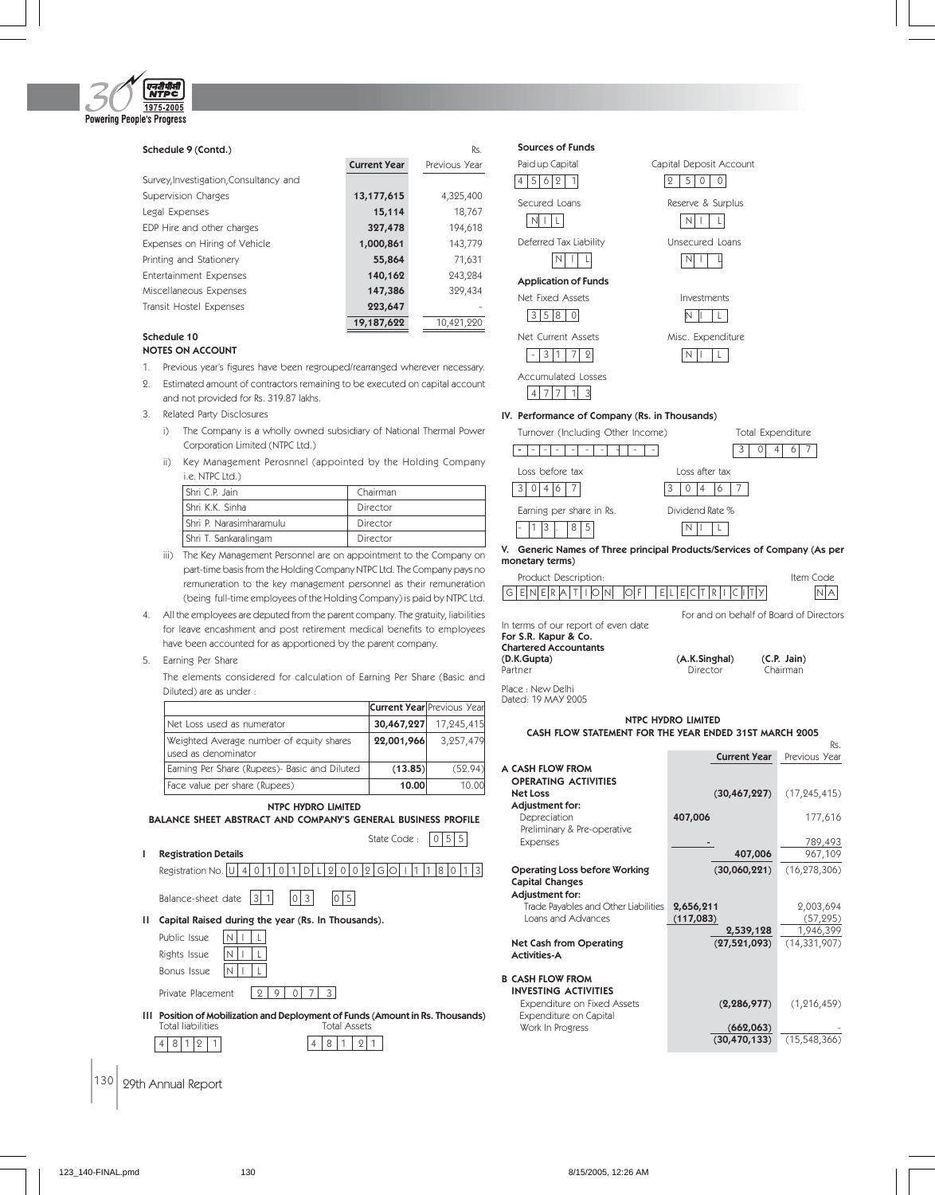**Schedule 9 (Contd.)**

| | Current Year | Previous Year |
|---|---|---|
| | | Rs. |
| Survey,Investigation,Consultancy and Supervision Charges | 13,177,615 | 4,325,400 |
| Legal Expenses | 15,114 | 18,767 |
| EDP Hire and other charges | 327,478 | 194,618 |
| Expenses on Hiring of Vehicle | 1,000,861 | 143,779 |
| Printing and Stationery | 55,864 | 71,631 |
| Entertainment Expenses | 140,162 | 243,284 |
| Miscellaneous Expenses | 147,386 | 329,434 |
| Transit Hostel Expenses | 223,647 | - |
| | 19,187,622 | 10,421,220 |

**Schedule 10**

**NOTES ON ACCOUNT**

1. Previous year's figures have been regrouped/rearranged wherever necessary.
2. Estimated amount of contractors remaining to be executed on capital account and not provided for Rs. 319.87 lakhs.
3. Related Party Disclosures
   i) The Company is a wholly owned subsidiary of National Thermal Power Corporation Limited (NTPC Ltd.)
   ii) Key Management Perosnnel (appointed by the Holding Company i.e. NTPC Ltd.)

| | |
|---|---|
| Shri C.P. Jain | Chairman |
| Shri K.K. Sinha | Director |
| Shri P. Narasimharamulu | Director |
| Shri T. Sankaralingam | Director |

   iii) The Key Management Personnel are on appointment to the Company on part-time basis from the Holding Company NTPC Ltd. The Company pays no remuneration to the key management personnel as their remuneration (being full-time employees of the Holding Company) is paid by NTPC Ltd.
4. All the employees are deputed from the parent company. The gratuity, liabilities for leave encashment and post retirement medical benefits to employees have been accounted for as apportioned by the parent company.
5. Earning Per Share

   The elements considered for calculation of Earning Per Share (Basic and Diluted) are as under :

| | Current Year | Previous Year |
|---|---|---|
| Net Loss used as numerator | 30,467,227 | 17,245,415 |
| Weighted Average number of equity shares used as denominator | 22,001,966 | 3,257,479 |
| Earning Per Share (Rupees)- Basic and Diluted | (13.85) | (52.94) |
| Face value per share (Rupees) | 10.00 | 10.00 |

**NTPC HYDRO LIMITED**

**BALANCE SHEET ABSTRACT AND COMPANY'S GENERAL BUSINESS PROFILE**

State Code : 055

**I Registration Details**

Registration No. U40101DL2002GOI118013

Balance-sheet date 31 03 05

**II Capital Raised during the year (Rs. In Thousands).**

Public Issue NIL

Rights Issue NIL

Bonus Issue NIL

Private Placement 29073

**III Position of Mobilization and Deployment of Funds (Amount in Rs. Thousands)**

Total liabilities 48121 | Total Assets 48121

**Sources of Funds**

Paid up Capital 45621 | Capital Deposit Account 2500

Secured Loans NIL | Reserve & Surplus NIL

Deferred Tax Liability NIL | Unsecured Loans NIL

**Application of Funds**

Net Fixed Assets 3580 | Investments NIL

Net Current Assets -3172 | Misc. Expenditure NIL

Accumulated Losses 47713

**IV. Performance of Company (Rs. in Thousands)**

Turnover (Including Other Income) - | Total Expenditure 30467

Loss before tax 30467 | Loss after tax 30467

Earning per share in Rs. -13.85 | Dividend Rate % NIL

**V. Generic Names of Three principal Products/Services of Company (As per monetary terms)**

Product Description: GENERATION OF ELECTRICITY | Item Code NA

In terms of our report of even date

**For S.R. Kapur & Co.**
**Chartered Accountants**

**(D.K.Gupta)**
Partner

For and on behalf of Board of Directors

**(A.K.Singhal)** Director

**(C.P. Jain)** Chairman

Place : New Delhi
Dated: 19 MAY 2005

**NTPC HYDRO LIMITED**

**CASH FLOW STATEMENT FOR THE YEAR ENDED 31ST MARCH 2005**

| | | Current Year | Previous Year |
|---|---|---|---|
| | | | Rs. |
| **A CASH FLOW FROM OPERATING ACTIVITIES** | | | |
| **Net Loss** | | (30,467,227) | (17,245,415) |
| **Adjustment for:** | | | |
| Depreciation | 407,006 | | 177,616 |
| Preliminary & Pre-operative Expenses | - | | 789,493 |
| | | 407,006 | 967,109 |
| **Operating Loss before Working Capital Changes** | | (30,060,221) | (16,278,306) |
| **Adjustment for:** | | | |
| Trade Payables and Other Liabilities | 2,656,211 | | 2,003,694 |
| Loans and Advances | (117,083) | | (57,295) |
| | | 2,539,128 | 1,946,399 |
| **Net Cash from Operating Activities-A** | | (27,521,093) | (14,331,907) |
| **B CASH FLOW FROM INVESTING ACTIVITIES** | | | |
| Expenditure on Fixed Assets | | (2,286,977) | (1,216,459) |
| Expenditure on Capital Work In Progress | | (662,063) | - |
| | | (30,470,133) | (15,548,366) |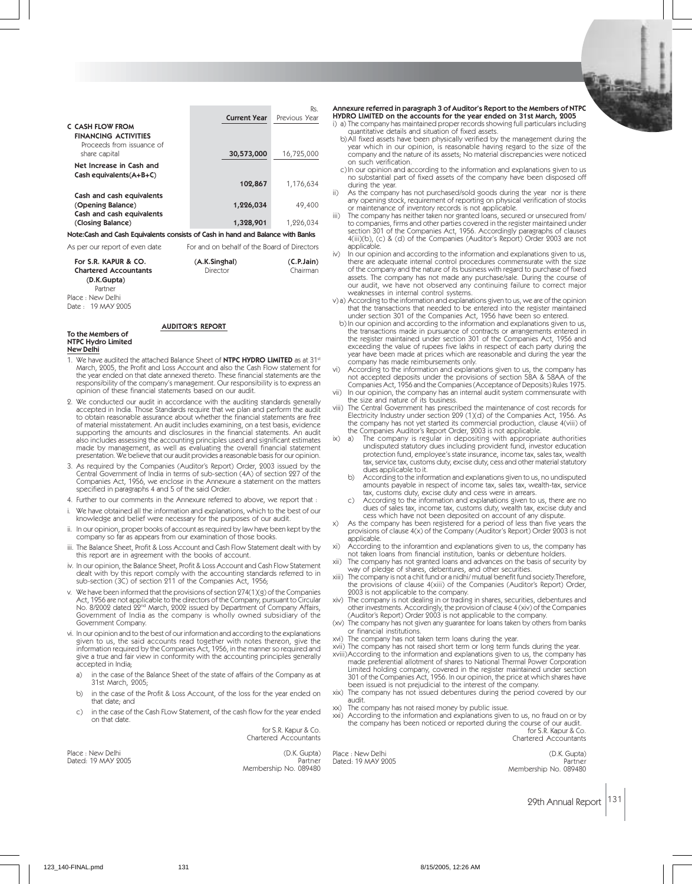| | Current Year | Rs. Previous Year |
|---|---|---|
| **C CASH FLOW FROM FINANCING ACTIVITIES** | | |
| Proceeds from issuance of share capital | **30,573,000** | 16,725,000 |
| **Net Increase in Cash and Cash equivalents(A+B+C)** | **102,867** | 1,176,634 |
| **Cash and cash equivalents (Opening Balance)** | **1,226,034** | 49,400 |
| **Cash and cash equivalents (Closing Balance)** | **1,328,901** | 1,226,034 |

**Note:Cash and Cash Equivalents consists of Cash in hand and Balance with Banks**

As per our report of even date

For and on behalf of the Board of Directors

**For S.R. KAPUR & CO.**
**Chartered Accountants**
(**D.K.Gupta**)
Partner

(**A.K.Singhal**)
Director

(**C.P.Jain**)
Chairman

Place : New Delhi
Date : 19 MAY 2005

## AUDITOR'S REPORT

**To the Members of**
**NTPC Hydro Limited**
**New Delhi**

1. We have audited the attached Balance Sheet of **NTPC HYDRO LIMITED** as at 31st March, 2005, the Profit and Loss Account and also the Cash Flow statement for the year ended on that date annexed thereto. These financial statements are the responsibility of the company's management. Our responsibility is to express an opinion of these financial statements based on our audit.
2. We conducted our audit in accordance with the auditing standards generally accepted in India. Those Standards require that we plan and perform the audit to obtain reasonable assurance about whether the financial statements are free of material misstatement. An audit includes examining, on a test basis, evidence supporting the amounts and disclosures in the financial statements. An audit also includes assessing the accounting principles used and significant estimates made by management, as well as evaluating the overall financial statement presentation. We believe that our audit provides a reasonable basis for our opinion.
3. As required by the Companies (Auditor's Report) Order, 2003 issued by the Central Government of India in terms of sub-section (4A) of section 227 of the Companies Act, 1956, we enclose in the Annexure a statement on the matters specified in paragraphs 4 and 5 of the said Order.
4. Further to our comments in the Annexure referred to above, we report that :

i. We have obtained all the information and explanations, which to the best of our knowledge and belief were necessary for the purposes of our audit.

ii. In our opinion, proper books of account as required by law have been kept by the company so far as appears from our examination of those books.

iii. The Balance Sheet, Profit & Loss Account and Cash Flow Statement dealt with by this report are in agreement with the books of account.

iv. In our opinion, the Balance Sheet, Profit & Loss Account and Cash Flow Statement dealt with by this report comply with the accounting standards referred to in sub-section (3C) of section 211 of the Companies Act, 1956;

v. We have been informed that the provisions of section 274(1)(g) of the Companies Act, 1956 are not applicable to the directors of the Company, pursuant to Circular No. 8/2002 dated 22nd March, 2002 issued by Department of Company Affairs, Government of India as the company is wholly owned subsidiary of the Government Company.

vi. In our opinion and to the best of our information and according to the explanations given to us, the said accounts read together with notes thereon, give the information required by the Companies Act, 1956, in the manner so required and give a true and fair view in conformity with the accounting principles generally accepted in India;

a) in the case of the Balance Sheet of the state of affairs of the Company as at 31st March, 2005;

b) in the case of the Profit & Loss Account, of the loss for the year ended on that date; and

c) in the case of the Cash FLow Statement, of the cash flow for the year ended on that date.

for S.R. Kapur & Co.
Chartered Accountants

Place : New Delhi
Dated: 19 MAY 2005

(D.K. Gupta)
Partner
Membership No. 089480

**Annexure referred in paragraph 3 of Auditor's Report to the Members of NTPC HYDRO LIMITED on the accounts for the year ended on 31st March, 2005**

i) a) The company has maintained proper records showing full particulars including quantitative details and situation of fixed assets.

b) All fixed assets have been physically verified by the management during the year which in our opinion, is reasonable having regard to the size of the company and the nature of its assets; No material discrepancies were noticed on such verification.

c) In our opinion and according to the information and explanations given to us no substantial part of fixed assets of the company have been disposed off during the year.

ii) As the company has not purchased/sold goods during the year nor is there any opening stock, requirement of reporting on physical verification of stocks or maintenance of inventory records is not applicable.

iii) The company has neither taken nor granted loans, secured or unsecured from/ to companies, firms and other parties covered in the register maintained under section 301 of the Companies Act, 1956. Accordingly paragraphs of clauses 4(iii)(b), (c) & (d) of the Companies (Auditor's Report) Order 2003 are not applicable.

iv) In our opinion and according to the information and explanations given to us, there are adequate internal control procedures commensurate with the size of the company and the nature of its business with regard to purchase of fixed assets. The company has not made any purchase/sale. During the course of our audit, we have not observed any continuing failure to correct major weaknesses in internal control systems.

v) a) According to the information and explanations given to us, we are of the opinion that the transactions that needed to be entered into the register maintained under section 301 of the Companies Act, 1956 have been so entered.

b) In our opinion and according to the information and explanations given to us, the transactions made in pursuance of contracts or arrangements entered in the register maintained under section 301 of the Companies Act, 1956 and exceeding the value of rupees five lakhs in respect of each party during the year have been made at prices which are reasonable and during the year the company has made reimbursements only.

vi) According to the information and explanations given to us, the company has not accepted deposits under the provisions of section 58A & 58AA of the Companies Act, 1956 and the Companies (Acceptance of Deposits) Rules 1975.

vii) In our opinion, the company has an internal audit system commensurate with the size and nature of its business.

viii) The Central Government has prescribed the maintenance of cost records for Electricity Industry under section 209 (1)(d) of the Companies Act, 1956. As the company has not yet started its commercial production, clause 4(viii) of the Companies Auditor's Report Order, 2003 is not applicable.

ix) a) The company is regular in depositing with appropriate authorities undisputed statutory dues including provident fund, investor education protection fund, employee's state insurance, income tax, sales tax, wealth tax, service tax, customs duty, excise duty, cess and other material statutory dues applicable to it.

b) According to the information and explanations given to us, no undisputed amounts payable in respect of income tax, sales tax, wealth-tax, service tax, customs duty, excise duty and cess were in arrears.

c) According to the information and explanations given to us, there are no dues of sales tax, income tax, customs duty, wealth tax, excise duty and cess which have not been deposited on account of any dispute.

x) As the company has been registered for a period of less than five years the provisions of clause 4(x) of the Company (Auditor's Report) Order 2003 is not applicable.

xi) According to the inforamtion and explanations given to us, the company has not taken loans from financial institution, banks or debenture holders.

xii) The company has not granted loans and advances on the basis of security by way of pledge of shares, debentures, and other securities.

xiii) The company is not a chit fund or a nidhi/mutual benefit fund society.Therefore, the provisions of clause 4(xiii) of the Companies (Auditor's Report) Order, 2003 is not applicable to the company.

xiv) The company is not dealing in or trading in shares, securities, debentures and other investments. Accordingly, the provision of clause 4 (xiv) of the Companies (Auditor's Report) Order 2003 is not applicable to the company.

(xv) The company has not given any guarantee for loans taken by others from banks or financial institutions.

xvi) The company has not taken term loans during the year.

xvii) The company has not raised short term or long term funds during the year.

xviii) According to the information and explanations given to us, the company has made preferential allotment of shares to National Thermal Power Corporation Limited holding company, covered in the register maintained under section 301 of the Companies Act, 1956. In our opinion, the price at which shares have been issued is not prejudicial to the interest of the company.

xix) The company has not issued debentures during the period covered by our audit.

xx) The company has not raised money by public issue.

xxi) According to the information and explanations given to us, no fraud on or by the company has been noticed or reported during the course of our audit.

for S.R. Kapur & Co.
Chartered Accountants

Place : New Delhi
Dated: 19 MAY 2005

(D.K. Gupta)
Partner
Membership No. 089480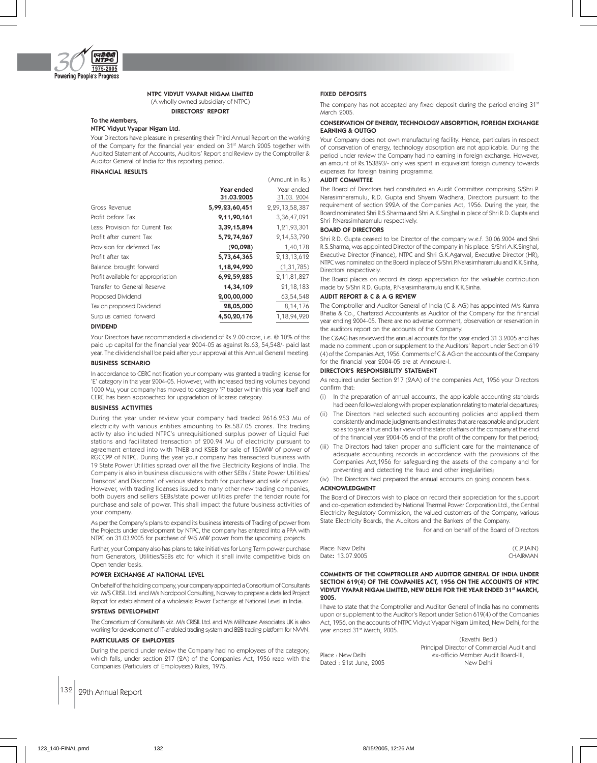# NTPC VIDYUT VYAPAR NIGAM LIMITED

(A wholly owned subsidiary of NTPC)

## DIRECTORS' REPORT

**To the Members,**

**NTPC Vidyut Vyapar Nigam Ltd.**

Your Directors have pleasure in presenting their Third Annual Report on the working of the Company for the financial year ended on 31st March 2005 together with Audited Statement of Accounts, Auditors' Report and Review by the Comptroller & Auditor General of India for this reporting period.

### FINANCIAL RESULTS

(Amount in Rs.)

| | Year ended 31.03.2005 | Year ended 31.03. 2004 |
|---|---|---|
| Gross Revenue | **5,99,23,60,451** | 2,29,13,58,387 |
| Profit before Tax | **9,11,90,161** | 3,36,47,091 |
| Less: Provision for Current Tax | **3,39,15,894** | 1,21,93,301 |
| Profit after current Tax | **5,72,74,267** | 2,14,53,790 |
| Provision for deferred Tax | **(90,098)** | 1,40,178 |
| Profit after tax | **5,73,64,365** | 2,13,13,612 |
| Balance brought forward | **1,18,94,920** | (1,31,785) |
| Profit available for appropriation | **6,92,59,285** | 2,11,81,827 |
| Transfer to General Reserve | **14,34,109** | 21,18,183 |
| Proposed Dividend | **2,00,00,000** | 63,54,548 |
| Tax on proposed Dividend | **28,05,000** | 8,14,176 |
| Surplus carried forward | **4,50,20,176** | 1,18,94,920 |

### DIVIDEND

Your Directors have recommended a dividend of Rs.2.00 crore, i.e. @ 10% of the paid up capital for the financial year 2004-05 as against Rs.63, 54,548/- paid last year. The dividend shall be paid after your approval at this Annual General meeting.

### BUSINESS SCENARIO

In accordance to CERC notification your company was granted a trading license for 'E' category in the year 2004-05. However, with increased trading volumes beyond 1000 Mu, your company has moved to category 'F' trader within this year itself and CERC has been approached for upgradation of license category.

### BUSINESS ACTIVITIES

During the year under review your company had traded 2616.253 Mu of electricity with various entities amounting to Rs.587.05 crores. The trading activity also included NTPC's unrequisitioned surplus power of Liquid Fuel stations and facilitated transaction of 200.94 Mu of electricity pursuant to agreement entered into with TNEB and KSEB for sale of 150MW of power of RGCCPP of NTPC. During the year your company has transacted business with 19 State Power Utilities spread over all the five Electricity Regions of India. The Company is also in business discussions with other SEBs / State Power Utilities/ Transcos' and Discoms' of various states both for purchase and sale of power. However, with trading licenses issued to many other new trading companies, both buyers and sellers SEBs/state power utilities prefer the tender route for purchase and sale of power. This shall impact the future business activities of your company.

As per the Company's plans to expand its business interests of Trading of power from the Projects under development by NTPC, the company has entered into a PPA with NTPC on 31.03.2005 for purchase of 945 MW power from the upcoming projects.

Further, your Company also has plans to take initiatives for Long Term power purchase from Generators, Utilities/SEBs etc for which it shall invite competitive bids on Open tender basis.

### POWER EXCHANGE AT NATIONAL LEVEL

On behalf of the holding company, your company appointed a Consortium of Consultants viz. M/S CRISIL Ltd. and M/s Nordpool Consulting, Norway to prepare a detailed Project Report for establishment of a wholesale Power Exchange at National Level in India.

### SYSTEMS DEVELOPMENT

The Consortium of Consultants viz. M/s CRISIL Ltd. and M/s Millhouse Associates UK is also working for development of IT-enabled trading system and B2B trading platform for NVVN.

### PARTICULARS OF EMPLOYEES

During the period under review the Company had no employees of the category, which falls, under section 217 (2A) of the Companies Act, 1956 read with the Companies (Particulars of Employees) Rules, 1975.

### FIXED DEPOSITS

The company has not accepted any fixed deposit during the period ending 31st March 2005.

### CONSERVATION OF ENERGY, TECHNOLOGY ABSORPTION, FOREIGN EXCHANGE EARNING & OUTGO

Your Company does not own manufacturing facility. Hence, particulars in respect of conservation of energy, technology absorption are not applicable. During the period under review the Company had no earning in foreign exchange. However, an amount of Rs.153893/- only was spent in equivalent foreign currency towards expenses for foreign training programme.

### AUDIT COMMITTEE

The Board of Directors had constituted an Audit Committee comprising S/Shri P. Narasimharamulu, R.D. Gupta and Shyam Wadhera, Directors pursuant to the requirement of section 292A of the Companies Act, 1956. During the year, the Board nominated Shri R.S.Sharma and Shri A.K.Singhal in place of Shri R.D. Gupta and Shri P.Narasimharamulu respectively.

### BOARD OF DIRECTORS

Shri R.D. Gupta ceased to be Director of the company w.e.f. 30.06.2004 and Shri R.S.Sharma, was appointed Director of the company in his place. S/Shri A.K.Singhal, Executive Director (Finance), NTPC and Shri G.K.Agarwal, Executive Director (HR), NTPC was nominated on the Board in place of S/Shri.P.Narasimharamulu and K.K.Sinha, Directors respectively.

The Board places on record its deep appreciation for the valuable contribution made by S/Shri R.D. Gupta, P.Narasimharamulu and K.K.Sinha.

### AUDIT REPORT & C & A G REVIEW

The Comptroller and Auditor General of India (C & AG) has appointed M/s Kumra Bhatia & Co., Chartered Accountants as Auditor of the Company for the financial year ending 2004-05. There are no adverse comment, observation or reservation in the auditors report on the accounts of the Company.

The C&AG has reviewed the annual accounts for the year ended 31.3.2005 and has made no comment upon or supplement to the Auditors' Report under Section 619 (4) of the Companies Act, 1956. Comments of C & AG on the accounts of the Company for the financial year 2004-05 are at Annexure-I.

### DIRECTOR'S RESPONSIBILITY STATEMENT

As required under Section 217 (2AA) of the companies Act, 1956 your Directors confirm that:

(i) In the preparation of annual accounts, the applicable accounting standards had been followed along with proper explanation relating to material departures;

(ii) The Directors had selected such accounting policies and applied them consistently and made judgments and estimates that are reasonable and prudent so as to give a true and fair view of the state of affairs of the company at the end of the financial year 2004-05 and of the profit of the company for that period;

(iii) The Directors had taken proper and sufficient care for the maintenance of adequate accounting records in accordance with the provisions of the Companies Act,1956 for safeguarding the assets of the company and for preventing and detecting the fraud and other irregularities;

(iv) The Directors had prepared the annual accounts on going concern basis.

### ACKNOWLEDGMENT

The Board of Directors wish to place on record their appreciation for the support and co-operation extended by National Thermal Power Corporation Ltd., the Central Electricity Regulatory Commission, the valued customers of the Company, various State Electricity Boards, the Auditors and the Bankers of the Company.

For and on behalf of the Board of Directors

Place: New Delhi
Date: 13.07.2005

(C.P.JAIN)
CHAIRMAN

### COMMENTS OF THE COMPTROLLER AND AUDITOR GENERAL OF INDIA UNDER SECTION 619(4) OF THE COMPANIES ACT, 1956 ON THE ACCOUNTS OF NTPC VIDYUT VYAPAR NIGAM LIMITED, NEW DELHI FOR THE YEAR ENDED 31st MARCH, 2005.

I have to state that the Comptroller and Auditor General of India has no comments upon or supplement to the Auditor's Report under Setion 619(4) of the Companies Act, 1956, on the accounts of NTPC Vidyut Vyapar Nigam Limited, New Delhi, for the year ended 31st March, 2005.

(Revathi Bedi)
Principal Director of Commercial Audit and
ex-officio Member Audit Board-III,
New Delhi

Place : New Delhi
Dated : 21st June, 2005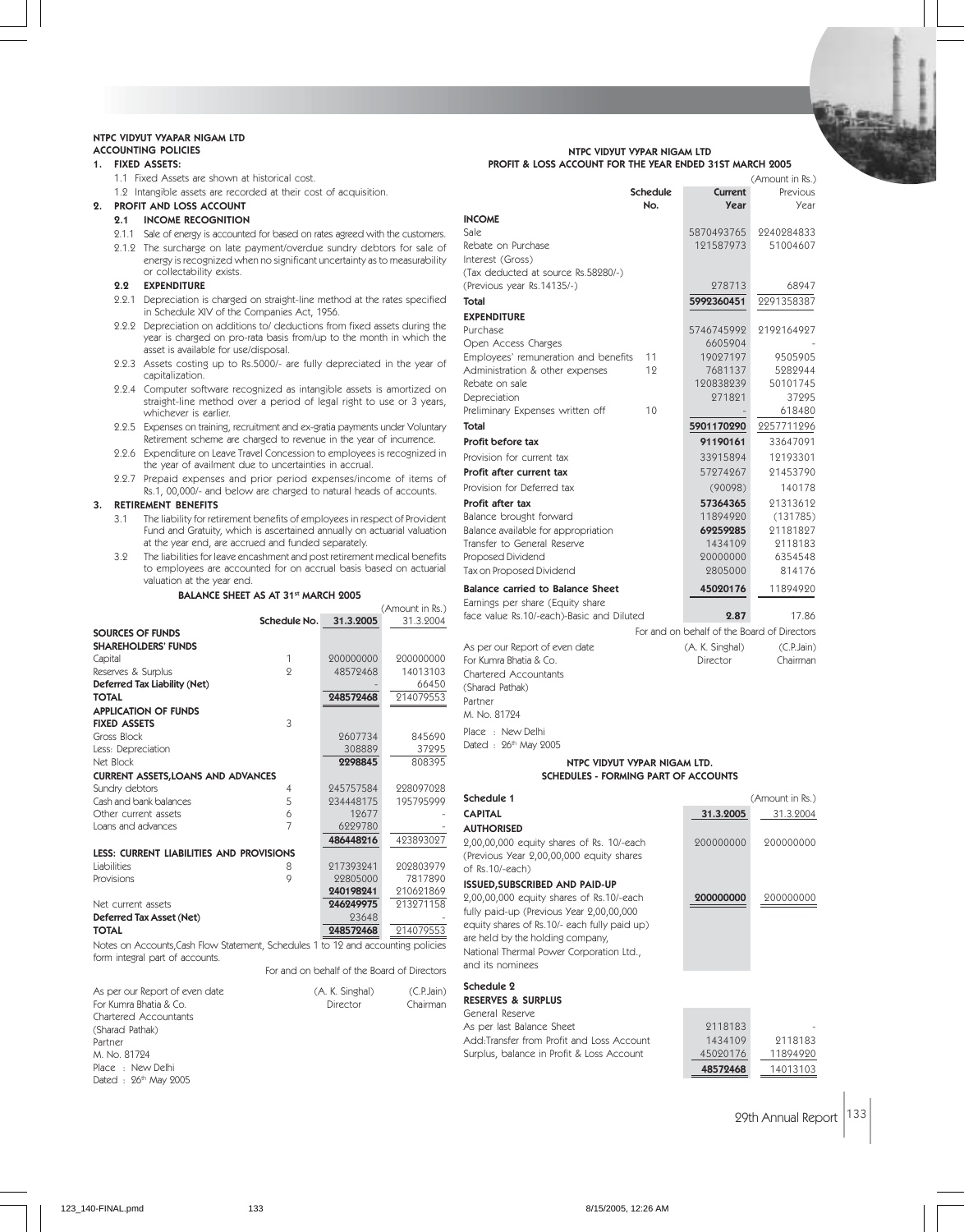## NTPC VIDYUT VYAPAR NIGAM LTD

### ACCOUNTING POLICIES

**1. FIXED ASSETS:**

1.1 Fixed Assets are shown at historical cost.

1.2 Intangible assets are recorded at their cost of acquisition.

**2. PROFIT AND LOSS ACCOUNT**

**2.1 INCOME RECOGNITION**

2.1.1 Sale of energy is accounted for based on rates agreed with the customers.

2.1.2 The surcharge on late payment/overdue sundry debtors for sale of energy is recognized when no significant uncertainty as to measurability or collectability exists.

**2.2 EXPENDITURE**

2.2.1 Depreciation is charged on straight-line method at the rates specified in Schedule XIV of the Companies Act, 1956.

2.2.2 Depreciation on additions to/ deductions from fixed assets during the year is charged on pro-rata basis from/up to the month in which the asset is available for use/disposal.

2.2.3 Assets costing up to Rs.5000/- are fully depreciated in the year of capitalization.

2.2.4 Computer software recognized as intangible assets is amortized on straight-line method over a period of legal right to use or 3 years, whichever is earlier.

2.2.5 Expenses on training, recruitment and ex-gratia payments under Voluntary Retirement scheme are charged to revenue in the year of incurrence.

2.2.6 Expenditure on Leave Travel Concession to employees is recognized in the year of availment due to uncertainties in accrual.

2.2.7 Prepaid expenses and prior period expenses/income of items of Rs.1, 00,000/- and below are charged to natural heads of accounts.

**3. RETIREMENT BENEFITS**

3.1 The liability for retirement benefits of employees in respect of Provident Fund and Gratuity, which is ascertained annually on actuarial valuation at the year end, are accrued and funded separately.

3.2 The liabilities for leave encashment and post retirement medical benefits to employees are accounted for on accrual basis based on actuarial valuation at the year end.

### BALANCE SHEET AS AT 31st MARCH 2005

(Amount in Rs.)

| | Schedule No. | 31.3.2005 | 31.3.2004 |
|---|---|---|---|
| **SOURCES OF FUNDS** | | | |
| **SHAREHOLDERS' FUNDS** | | | |
| Capital | 1 | 200000000 | 200000000 |
| Reserves & Surplus | 2 | 48572468 | 14013103 |
| **Deferred Tax Liability (Net)** | | - | 66450 |
| **TOTAL** | | **248572468** | 214079553 |
| **APPLICATION OF FUNDS** | | | |
| **FIXED ASSETS** | 3 | | |
| Gross Block | | 2607734 | 845690 |
| Less: Depreciation | | 308889 | 37295 |
| Net Block | | **2298845** | 808395 |
| **CURRENT ASSETS,LOANS AND ADVANCES** | | | |
| Sundry debtors | 4 | 245757584 | 228097028 |
| Cash and bank balances | 5 | 234448175 | 195795999 |
| Other current assets | 6 | 12677 | - |
| Loans and advances | 7 | 6229780 | - |
| | | **486448216** | 423893027 |
| **LESS: CURRENT LIABILITIES AND PROVISIONS** | | | |
| Liabilities | 8 | 217393241 | 202803979 |
| Provisions | 9 | 22805000 | 7817890 |
| | | **240198241** | 210621869 |
| Net current assets | | **246249975** | 213271158 |
| **Deferred Tax Asset (Net)** | | 23648 | - |
| **TOTAL** | | **248572468** | 214079553 |

Notes on Accounts,Cash Flow Statement, Schedules 1 to 12 and accounting policies form integral part of accounts.

For and on behalf of the Board of Directors

| | | |
|---|---|---|
| As per our Report of even date | (A. K. Singhal) | (C.P.Jain) |
| For Kumra Bhatia & Co. | Director | Chairman |
| Chartered Accountants | | |
| (Sharad Pathak) | | |
| Partner | | |
| M. No. 81724 | | |
| Place : New Delhi | | |
| Dated : 26th May 2005 | | |

## NTPC VIDYUT VYPAR NIGAM LTD

### PROFIT & LOSS ACCOUNT FOR THE YEAR ENDED 31ST MARCH 2005

(Amount in Rs.)

| | Schedule No. | Current Year | Previous Year |
|---|---|---|---|
| **INCOME** | | | |
| Sale | | 5870493765 | 2240284833 |
| Rebate on Purchase | | 121587973 | 51004607 |
| Interest (Gross) (Tax deducted at source Rs.58280/-) (Previous year Rs.14135/-) | | 278713 | 68947 |
| **Total** | | **5992360451** | 2291358387 |
| **EXPENDITURE** | | | |
| Purchase | | 5746745992 | 2192164927 |
| Open Access Charges | | 6605904 | - |
| Employees' remuneration and benefits | 11 | 19027197 | 9505905 |
| Administration & other expenses | 12 | 7681137 | 5282944 |
| Rebate on sale | | 120838239 | 50101745 |
| Depreciation | | 271821 | 37295 |
| Preliminary Expenses written off | 10 | - | 618480 |
| **Total** | | **5901170290** | 2257711296 |
| **Profit before tax** | | **91190161** | 33647091 |
| Provision for current tax | | 33915894 | 12193301 |
| **Profit after current tax** | | **57274267** | 21453790 |
| Provision for Deferred tax | | (90098) | 140178 |
| **Profit after tax** | | **57364365** | 21313612 |
| Balance brought forward | | 11894920 | (131785) |
| Balance available for appropriation | | **69259285** | 21181827 |
| Transfer to General Reserve | | 1434109 | 2118183 |
| Proposed Dividend | | 20000000 | 6354548 |
| Tax on Proposed Dividend | | 2805000 | 814176 |
| **Balance carried to Balance Sheet** | | **45020176** | 11894920 |
| Earnings per share (Equity share face value Rs.10/-each)-Basic and Diluted | | **2.87** | 17.86 |

For and on behalf of the Board of Directors

| | | |
|---|---|---|
| As per our Report of even date | (A. K. Singhal) | (C.P.Jain) |
| For Kumra Bhatia & Co. | Director | Chairman |
| Chartered Accountants | | |
| (Sharad Pathak) | | |
| Partner | | |
| M. No. 81724 | | |
| Place : New Delhi | | |
| Dated : 26th May 2005 | | |

## NTPC VIDYUT VYPAR NIGAM LTD.

### SCHEDULES - FORMING PART OF ACCOUNTS

**Schedule 1**

(Amount in Rs.)

| **CAPITAL** | 31.3.2005 | 31.3.2004 |
|---|---|---|
| **AUTHORISED** | | |
| 2,00,00,000 equity shares of Rs. 10/-each (Previous Year 2,00,00,000 equity shares of Rs.10/-each) | 200000000 | 200000000 |
| **ISSUED,SUBSCRIBED AND PAID-UP** | | |
| 2,00,00,000 equity shares of Rs.10/-each fully paid-up (Previous Year 2,00,00,000 equity shares of Rs.10/- each fully paid up) are held by the holding company, National Thermal Power Corporation Ltd., and its nominees | **200000000** | 200000000 |

**Schedule 2**

| **RESERVES & SURPLUS** | | |
|---|---|---|
| General Reserve | | |
| As per last Balance Sheet | 2118183 | - |
| Add:Transfer from Profit and Loss Account | 1434109 | 2118183 |
| Surplus, balance in Profit & Loss Account | 45020176 | 11894920 |
| | **48572468** | 14013103 |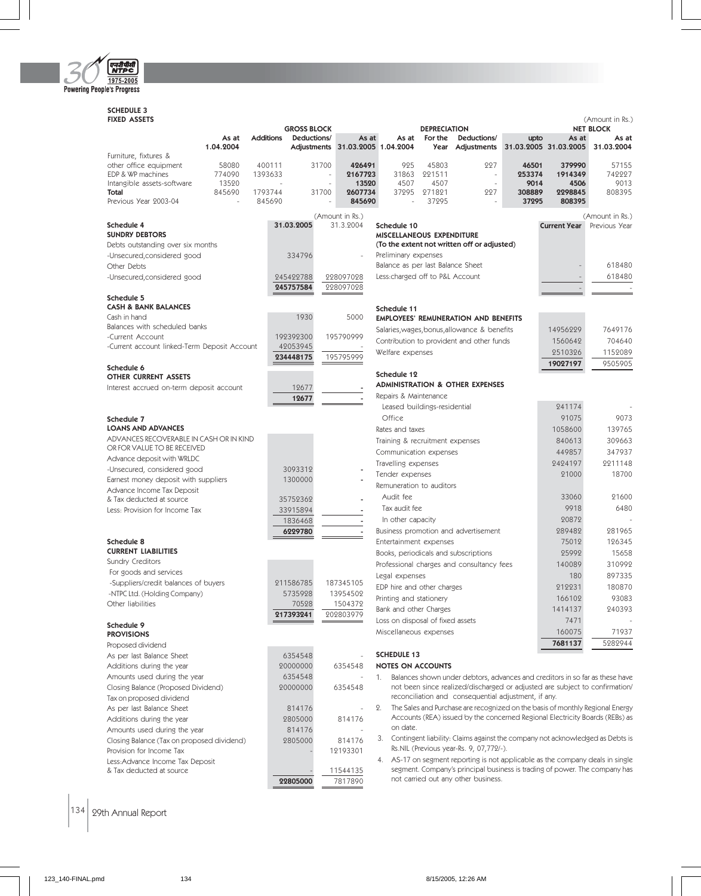## SCHEDULE 3
### FIXED ASSETS

(Amount in Rs.)

| | GROSS BLOCK | | | | DEPRECIATION | | | | NET BLOCK | |
|---|---|---|---|---|---|---|---|---|---|---|
| | As at 1.04.2004 | Additions | Deductions/ Adjustments | As at 31.03.2005 | As at 1.04.2004 | For the Year | Deductions/ Adjustments | upto 31.03.2005 | As at 31.03.2005 | As at 31.03.2004 |
| Furniture, fixtures & other office equipment | 58080 | 400111 | 31700 | **426491** | 925 | 45803 | 227 | **46501** | **379990** | 57155 |
| EDP & WP machines | 774090 | 1393633 | - | **2167723** | 31863 | 221511 | - | **253374** | **1914349** | 742227 |
| Intangible assets-software | 13520 | - | - | **13520** | 4507 | 4507 | - | **9014** | **4506** | 9013 |
| **Total** | 845690 | 1793744 | 31700 | **2607734** | 37295 | 271821 | 227 | **308889** | **2298845** | 808395 |
| Previous Year 2003-04 | - | 845690 | - | **845690** | - | 37295 | - | **37295** | **808395** | |

(Amount in Rs.)

| | 31.03.2005 | 31.3.2004 |
|---|---|---|
| **Schedule 4** | | |
| **SUNDRY DEBTORS** | | |
| Debts outstanding over six months | | |
| -Unsecured,considered good | 334796 | - |
| Other Debts | | |
| -Unsecured,considered good | 245422788 | 228097028 |
| | **245757584** | 228097028 |
| **Schedule 5** | | |
| **CASH & BANK BALANCES** | | |
| Cash in hand | 1930 | 5000 |
| Balances with scheduled banks | | |
| -Current Account | 192392300 | 195790999 |
| -Current account linked-Term Deposit Account | 42053945 | - |
| | **234448175** | 195795999 |
| **Schedule 6** | | |
| **OTHER CURRENT ASSETS** | | |
| Interest accrued on-term deposit account | 12677 | - |
| | **12677** | - |
| **Schedule 7** | | |
| **LOANS AND ADVANCES** | | |
| ADVANCES RECOVERABLE IN CASH OR IN KIND OR FOR VALUE TO BE RECEIVED | | |
| Advance deposit with WRLDC | | |
| -Unsecured, considered good | 3093312 | - |
| Earnest money deposit with suppliers | 1300000 | - |
| Advance Income Tax Deposit & Tax deducted at source | 35752362 | - |
| Less: Provision for Income Tax | 33915894 | - |
| | 1836468 | - |
| | **6229780** | - |
| **Schedule 8** | | |
| **CURRENT LIABILITIES** | | |
| Sundry Creditors | | |
| For goods and services | | |
| -Suppliers/credit balances of buyers | 211586785 | 187345105 |
| -NTPC Ltd. (Holding Company) | 5735928 | 13954502 |
| Other liabilities | 70528 | 1504372 |
| | **217393241** | 202803979 |
| **Schedule 9** | | |
| **PROVISIONS** | | |
| Proposed dividend | | |
| As per last Balance Sheet | 6354548 | - |
| Additions during the year | 20000000 | 6354548 |
| Amounts used during the year | 6354548 | - |
| Closing Balance (Proposed Dividend) | 20000000 | 6354548 |
| Tax on proposed dividend | | |
| As per last Balance Sheet | 814176 | - |
| Additions during the year | 2805000 | 814176 |
| Amounts used during the year | 814176 | - |
| Closing Balance (Tax on proposed dividend) | 2805000 | 814176 |
| Provision for Income Tax | - | 12193301 |
| Less:Advance Income Tax Deposit & Tax deducted at source | - | 11544135 |
| | **22805000** | 7817890 |

(Amount in Rs.)

| | Current Year | Previous Year |
|---|---|---|
| **Schedule 10** | | |
| **MISCELLANEOUS EXPENDITURE** | | |
| **(To the extent not written off or adjusted)** | | |
| Preliminary expenses | | |
| Balance as per last Balance Sheet | - | 618480 |
| Less:charged off to P&L Account | - | 618480 |
| | - | - |
| **Schedule 11** | | |
| **EMPLOYEES' REMUNERATION AND BENEFITS** | | |
| Salaries,wages,bonus,allowance & benefits | 14956229 | 7649176 |
| Contribution to provident and other funds | 1560642 | 704640 |
| Welfare expenses | 2510326 | 1152089 |
| | **19027197** | 9505905 |
| **Schedule 12** | | |
| **ADMINISTRATION & OTHER EXPENSES** | | |
| Repairs & Maintenance | | |
| Leased buildings-residential | 241174 | - |
| Office | 91075 | 9073 |
| Rates and taxes | 1058600 | 139765 |
| Training & recruitment expenses | 840613 | 309663 |
| Communication expenses | 449857 | 347937 |
| Travelling expenses | 2424197 | 2211148 |
| Tender expenses | 21000 | 18700 |
| Remuneration to auditors | | |
| Audit fee | 33060 | 21600 |
| Tax audit fee | 9918 | 6480 |
| In other capacity | 20872 | - |
| Business promotion and advertisement | 289482 | 281965 |
| Entertainment expenses | 75012 | 126345 |
| Books, periodicals and subscriptions | 25992 | 15658 |
| Professional charges and consultancy fees | 140089 | 310992 |
| Legal expenses | 180 | 897335 |
| EDP hire and other charges | 212231 | 180870 |
| Printing and stationery | 166102 | 93083 |
| Bank and other Charges | 1414137 | 240393 |
| Loss on disposal of fixed assets | 7471 | - |
| Miscellaneous expenses | 160075 | 71937 |
| | **7681137** | 5282944 |

### SCHEDULE 13
### NOTES ON ACCOUNTS

1. Balances shown under debtors, advances and creditors in so far as these have not been since realized/discharged or adjusted are subject to confirmation/ reconciliation and consequential adjustment, if any.
2. The Sales and Purchase are recognized on the basis of monthly Regional Energy Accounts (REA) issued by the concerned Regional Electricity Boards (REBs) as on date.
3. Contingent liability: Claims against the company not acknowledged as Debts is Rs.NIL (Previous year-Rs. 9, 07,772/-).
4. AS-17 on segment reporting is not applicable as the company deals in single segment. Company's principal business is trading of power. The company has not carried out any other business.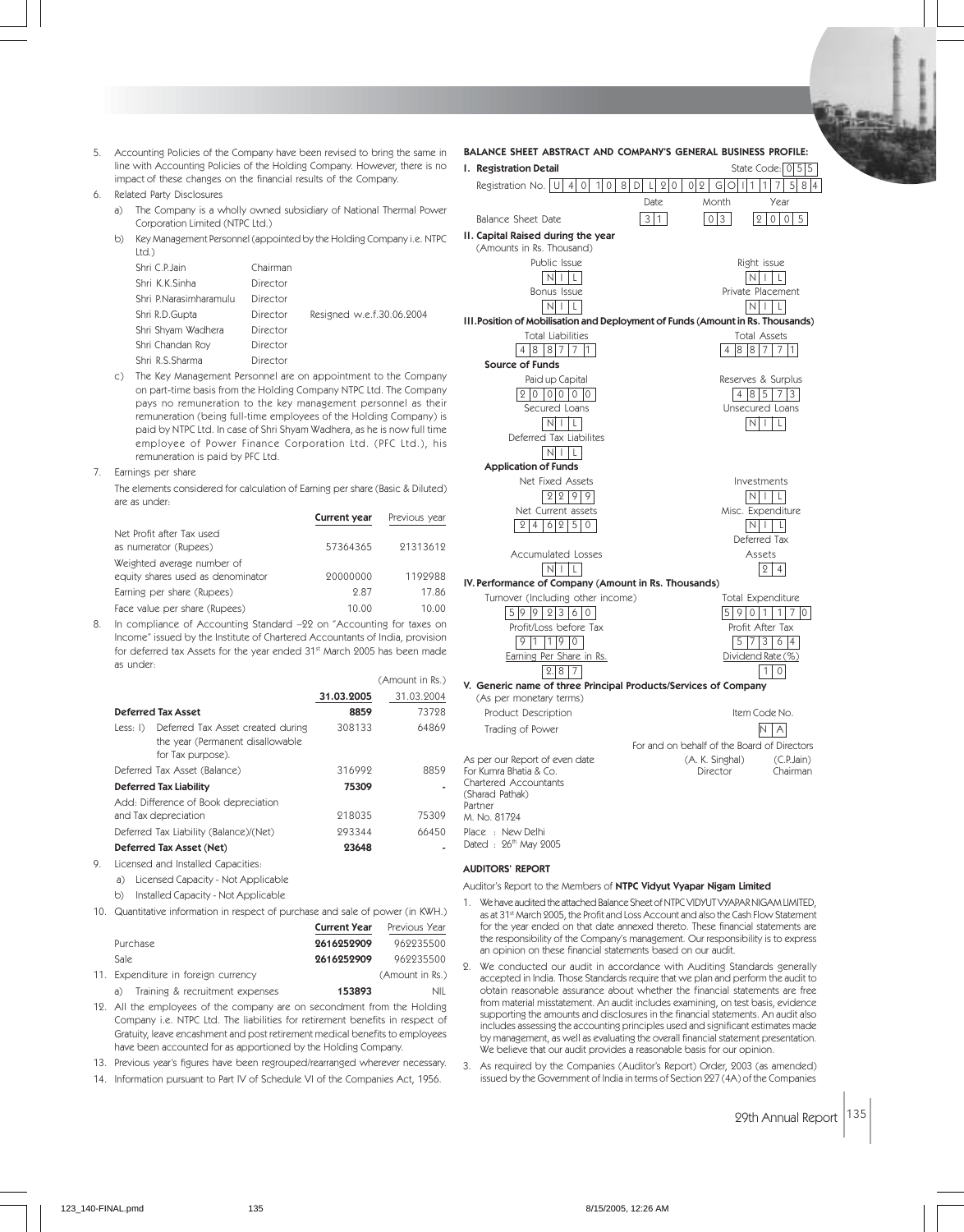5. Accounting Policies of the Company have been revised to bring the same in line with Accounting Policies of the Holding Company. However, there is no impact of these changes on the financial results of the Company.

6. Related Party Disclosures

   a) The Company is a wholly owned subsidiary of National Thermal Power Corporation Limited (NTPC Ltd.)

   b) Key Management Personnel (appointed by the Holding Company i.e. NTPC Ltd.)

| Name | Designation | Remarks |
|---|---|---|
| Shri C.P.Jain | Chairman | |
| Shri K.K.Sinha | Director | |
| Shri P.Narasimharamulu | Director | |
| Shri R.D.Gupta | Director | Resigned w.e.f.30.06.2004 |
| Shri Shyam Wadhera | Director | |
| Shri Chandan Roy | Director | |
| Shri R.S.Sharma | Director | |

   c) The Key Management Personnel are on appointment to the Company on part-time basis from the Holding Company NTPC Ltd. The Company pays no remuneration to the key management personnel as their remuneration (being full-time employees of the Holding Company) is paid by NTPC Ltd. In case of Shri Shyam Wadhera, as he is now full time employee of Power Finance Corporation Ltd. (PFC Ltd.), his remuneration is paid by PFC Ltd.

7. Earnings per share

   The elements considered for calculation of Earning per share (Basic & Diluted) are as under:

| | Current year | Previous year |
|---|---|---|
| Net Profit after Tax used as numerator (Rupees) | 57364365 | 21313612 |
| Weighted average number of equity shares used as denominator | 20000000 | 1192988 |
| Earning per share (Rupees) | 2.87 | 17.86 |
| Face value per share (Rupees) | 10.00 | 10.00 |

8. In compliance of Accounting Standard –22 on "Accounting for taxes on Income" issued by the Institute of Chartered Accountants of India, provision for deferred tax Assets for the year ended 31st March 2005 has been made as under:

(Amount in Rs.)

| | 31.03.2005 | 31.03.2004 |
|---|---|---|
| **Deferred Tax Asset** | **8859** | 73728 |
| Less: I) Deferred Tax Asset created during the year (Permanent disallowable for Tax purpose). | 308133 | 64869 |
| Deferred Tax Asset (Balance) | 316992 | 8859 |
| **Deferred Tax Liability** | **75309** | - |
| Add: Difference of Book depreciation and Tax depreciation | 218035 | 75309 |
| Deferred Tax Liability (Balance)/(Net) | 293344 | 66450 |
| **Deferred Tax Asset (Net)** | **23648** | - |

9. Licensed and Installed Capacities:

   a) Licensed Capacity - Not Applicable

   b) Installed Capacity - Not Applicable

10. Quantitative information in respect of purchase and sale of power (in KWH.)

| | Current Year | Previous Year |
|---|---|---|
| Purchase | **2616252909** | 962235500 |
| Sale | **2616252909** | 962235500 |

11. Expenditure in foreign currency (Amount in Rs.)

| | | |
|---|---|---|
| a) Training & recruitment expenses | **153893** | NIL |

12. All the employees of the company are on secondment from the Holding Company i.e. NTPC Ltd. The liabilities for retirement benefits in respect of Gratuity, leave encashment and post retirement medical benefits to employees have been accounted for as apportioned by the Holding Company.

13. Previous year's figures have been regrouped/rearranged wherever necessary.

14. Information pursuant to Part IV of Schedule VI of the Companies Act, 1956.

## BALANCE SHEET ABSTRACT AND COMPANY'S GENERAL BUSINESS PROFILE:

**I. Registration Detail**

Registration No. U40108DL2002GOI117584 State Code: 055

Balance Sheet Date: Date 31, Month 03, Year 2005

**II. Capital Raised during the year**
(Amounts in Rs. Thousand)

| | |
|---|---|
| Public Issue: NIL | Right issue: NIL |
| Bonus Issue: NIL | Private Placement: NIL |

**III. Position of Mobilisation and Deployment of Funds (Amount in Rs. Thousands)**

| | |
|---|---|
| Total Liabilities: 488771 | Total Assets: 488771 |

**Source of Funds**

| | |
|---|---|
| Paid up Capital: 200000 | Reserves & Surplus: 48573 |
| Secured Loans: NIL | Unsecured Loans: NIL |
| Deferred Tax Liabilites: NIL | |

**Application of Funds**

| | |
|---|---|
| Net Fixed Assets: 2299 | Investments: NIL |
| Net Current assets: 246250 | Misc. Expenditure: NIL |
| Accumulated Losses: NIL | Deferred Tax Assets: 24 |

**IV. Performance of Company (Amount in Rs. Thousands)**

| | |
|---|---|
| Turnover (Including other income): 5992360 | Total Expenditure: 5901170 |
| Profit/Loss before Tax: 91190 | Profit After Tax: 57364 |
| Earning Per Share in Rs.: 287 | Dividend Rate (%): 10 |

**V. Generic name of three Principal Products/Services of Company**
(As per monetary terms)

| Product Description | Item Code No. |
|---|---|
| Trading of Power | NA |

For and on behalf of the Board of Directors

| | |
|---|---|
| (A. K. Singhal) Director | (C.P.Jain) Chairman |

As per our Report of even date
For Kumra Bhatia & Co.
Chartered Accountants
(Sharad Pathak)
Partner
M. No. 81724

Place : New Delhi
Dated : 26th May 2005

## AUDITORS' REPORT

Auditor's Report to the Members of **NTPC Vidyut Vyapar Nigam Limited**

1. We have audited the attached Balance Sheet of NTPC VIDYUT VYAPAR NIGAM LIMITED, as at 31st March 2005, the Profit and Loss Account and also the Cash Flow Statement for the year ended on that date annexed thereto. These financial statements are the responsibility of the Company's management. Our responsibility is to express an opinion on these financial statements based on our audit.

2. We conducted our audit in accordance with Auditing Standards generally accepted in India. Those Standards require that we plan and perform the audit to obtain reasonable assurance about whether the financial statements are free from material misstatement. An audit includes examining, on test basis, evidence supporting the amounts and disclosures in the financial statements. An audit also includes assessing the accounting principles used and significant estimates made by management, as well as evaluating the overall financial statement presentation. We believe that our audit provides a reasonable basis for our opinion.

3. As required by the Companies (Auditor's Report) Order, 2003 (as amended) issued by the Government of India in terms of Section 227 (4A) of the Companies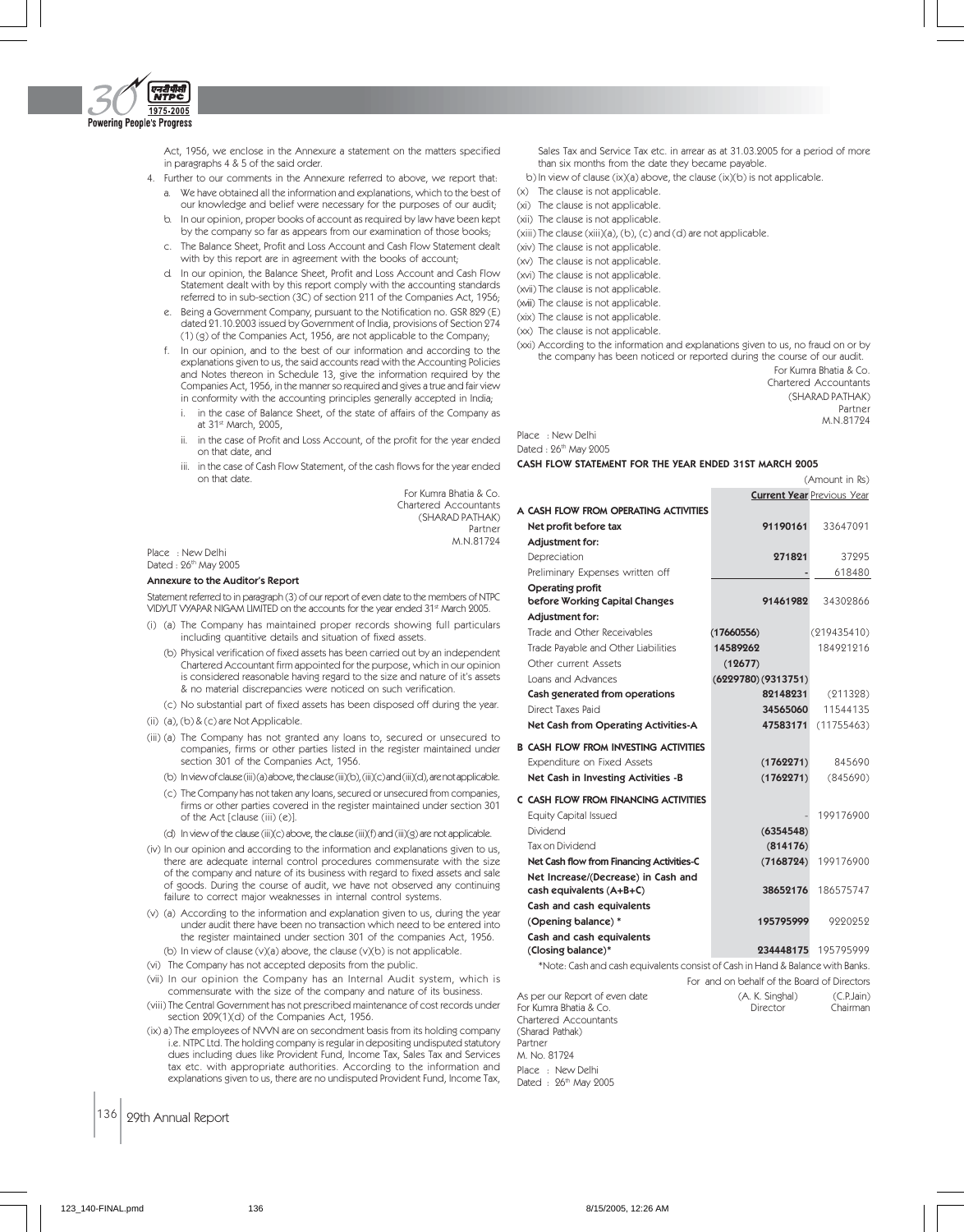Act, 1956, we enclose in the Annexure a statement on the matters specified in paragraphs 4 & 5 of the said order.

4. Further to our comments in the Annexure referred to above, we report that:
   a. We have obtained all the information and explanations, which to the best of our knowledge and belief were necessary for the purposes of our audit;
   b. In our opinion, proper books of account as required by law have been kept by the company so far as appears from our examination of those books;
   c. The Balance Sheet, Profit and Loss Account and Cash Flow Statement dealt with by this report are in agreement with the books of account;
   d. In our opinion, the Balance Sheet, Profit and Loss Account and Cash Flow Statement dealt with by this report comply with the accounting standards referred to in sub-section (3C) of section 211 of the Companies Act, 1956;
   e. Being a Government Company, pursuant to the Notification no. GSR 829 (E) dated 21.10.2003 issued by Government of India, provisions of Section 274 (1) (g) of the Companies Act, 1956, are not applicable to the Company;
   f. In our opinion, and to the best of our information and according to the explanations given to us, the said accounts read with the Accounting Policies and Notes thereon in Schedule 13, give the information required by the Companies Act, 1956, in the manner so required and gives a true and fair view in conformity with the accounting principles generally accepted in India;
      i. in the case of Balance Sheet, of the state of affairs of the Company as at 31st March, 2005,
      ii. in the case of Profit and Loss Account, of the profit for the year ended on that date, and
      iii. in the case of Cash Flow Statement, of the cash flows for the year ended on that date.

For Kumra Bhatia & Co.
Chartered Accountants
(SHARAD PATHAK)
Partner
M.N.81724

Place : New Delhi
Dated : 26th May 2005

### Annexure to the Auditor's Report

Statement referred to in paragraph (3) of our report of even date to the members of NTPC VIDYUT VYAPAR NIGAM LIMITED on the accounts for the year ended 31st March 2005.

(i) (a) The Company has maintained proper records showing full particulars including quantitive details and situation of fixed assets.

(b) Physical verification of fixed assets has been carried out by an independent Chartered Accountant firm appointed for the purpose, which in our opinion is considered reasonable having regard to the size and nature of it's assets & no material discrepancies were noticed on such verification.

(c) No substantial part of fixed assets has been disposed off during the year.

(ii) (a), (b) & (c) are Not Applicable.

(iii) (a) The Company has not granted any loans to, secured or unsecured to companies, firms or other parties listed in the register maintained under section 301 of the Companies Act, 1956.

(b) In view of clause (iii)(a) above, the clause (iii)(b), (iii)(c) and (iii)(d), are not applicable.

(c) The Company has not taken any loans, secured or unsecured from companies, firms or other parties covered in the register maintained under section 301 of the Act [clause (iii) (e)].

(d) In view of the clause (iii)(c) above, the clause (iii)(f) and (iii)(g) are not applicable.

(iv) In our opinion and according to the information and explanations given to us, there are adequate internal control procedures commensurate with the size of the company and nature of its business with regard to fixed assets and sale of goods. During the course of audit, we have not observed any continuing failure to correct major weaknesses in internal control systems.

(v) (a) According to the information and explanation given to us, during the year under audit there have been no transaction which need to be entered into the register maintained under section 301 of the companies Act, 1956.

(b) In view of clause (v)(a) above, the clause (v)(b) is not applicable.

(vi) The Company has not accepted deposits from the public.

(vii) In our opinion the Company has an Internal Audit system, which is commensurate with the size of the company and nature of its business.

(viii) The Central Government has not prescribed maintenance of cost records under section 209(1)(d) of the Companies Act, 1956.

(ix) a) The employees of NVVN are on secondment basis from its holding company i.e. NTPC Ltd. The holding company is regular in depositing undisputed statutory dues including dues like Provident Fund, Income Tax, Sales Tax and Services tax etc. with appropriate authorities. According to the information and explanations given to us, there are no undisputed Provident Fund, Income Tax, Sales Tax and Service Tax etc. in arrear as at 31.03.2005 for a period of more than six months from the date they became payable.

b) In view of clause (ix)(a) above, the clause (ix)(b) is not applicable.

(x) The clause is not applicable.

(xi) The clause is not applicable.

(xii) The clause is not applicable.

(xiii) The clause (xiii)(a), (b), (c) and (d) are not applicable.

(xiv) The clause is not applicable.

(xv) The clause is not applicable.

(xvi) The clause is not applicable.

(xvii) The clause is not applicable.

(xviii) The clause is not applicable.

(xix) The clause is not applicable.

(xx) The clause is not applicable.

(xxi) According to the information and explanations given to us, no fraud on or by the company has been noticed or reported during the course of our audit.

For Kumra Bhatia & Co.
Chartered Accountants
(SHARAD PATHAK)
Partner
M.N.81724

Place : New Delhi
Dated : 26th May 2005

### CASH FLOW STATEMENT FOR THE YEAR ENDED 31ST MARCH 2005

(Amount in Rs)

| | | Current Year | Previous Year |
|---|---|---|---|
| **A CASH FLOW FROM OPERATING ACTIVITIES** | | | |
| **Net profit before tax** | | **91190161** | 33647091 |
| **Adjustment for:** | | | |
| Depreciation | | **271821** | 37295 |
| Preliminary Expenses written off | | - | 618480 |
| **Operating profit before Working Capital Changes** | | **91461982** | 34302866 |
| **Adjustment for:** | | | |
| Trade and Other Receivables | **(17660556)** | | (219435410) |
| Trade Payable and Other Liabilities | **14589262** | | 184921216 |
| Other current Assets | **(12677)** | | |
| Loans and Advances | **(6229780)** | | (9313751) |
| **Cash generated from operations** | | **82148231** | (211328) |
| Direct Taxes Paid | | **34565060** | 11544135 |
| **Net Cash from Operating Activities-A** | | **47583171** | (11755463) |
| **B CASH FLOW FROM INVESTING ACTIVITIES** | | | |
| Expenditure on Fixed Assets | | **(1762271)** | 845690 |
| **Net Cash in Investing Activities -B** | | **(1762271)** | (845690) |
| **C CASH FLOW FROM FINANCING ACTIVITIES** | | | |
| Equity Capital Issued | | - | 199176900 |
| Dividend | | **(6354548)** | |
| Tax on Dividend | | **(814176)** | |
| **Net Cash flow from Financing Activities-C** | | **(7168724)** | 199176900 |
| **Net Increase/(Decrease) in Cash and cash equivalents (A+B+C)** | | **38652176** | 186575747 |
| **Cash and cash equivalents (Opening balance) \*** | | **195795999** | 9220252 |
| **Cash and cash equivalents (Closing balance)\*** | | **234448175** | 195795999 |

*Note: Cash and cash equivalents consist of Cash in Hand & Balance with Banks.

For and on behalf of the Board of Directors

| As per our Report of even date | (A. K. Singhal) | (C.P.Jain) |
|---|---|---|
| For Kumra Bhatia & Co. | Director | Chairman |

Chartered Accountants
(Sharad Pathak)
Partner
M. No. 81724

Place : New Delhi
Dated : 26th May 2005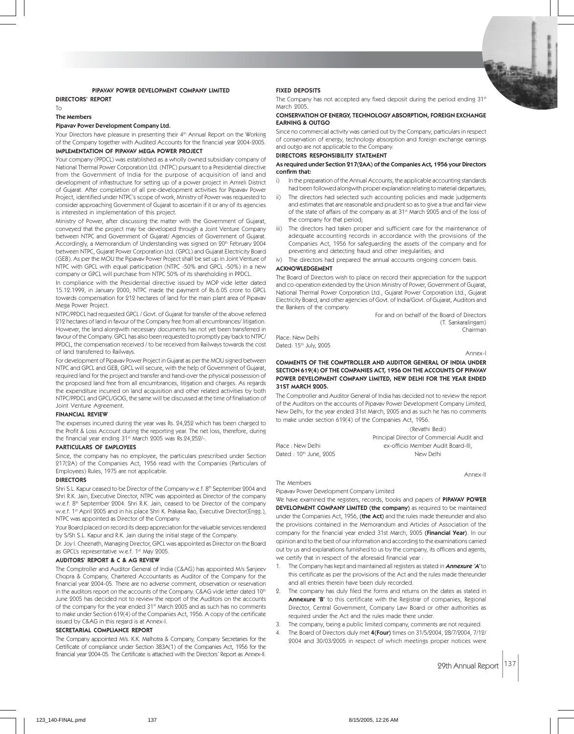## PIPAVAV POWER DEVELOPMENT COMPANY LIMITED

### DIRECTORS' REPORT

To

**The Members**

**Pipavav Power Development Company Ltd.**

Your Directors have pleasure in presenting their 4th Annual Report on the Working of the Company together with Audited Accounts for the financial year 2004-2005.

### IMPLEMENTATION OF PIPAVAV MEGA POWER PROJECT

Your company (PPDCL) was established as a wholly owned subsidiary company of National Thermal Power Corporation Ltd. (NTPC) pursuant to a Presidential directive from the Government of India for the purpose of acquisition of land and development of infrastructure for setting up of a power project in Amreli District of Gujarat. After completion of all pre-development activities for Pipavav Power Project, identified under NTPC's scope of work, Ministry of Power was requested to consider approaching Government of Gujarat to ascertain if it or any of its agencies is interested in implementation of this project.

Ministry of Power, after discussing the matter with the Government of Gujarat, conveyed that the project may be developed through a Joint Venture Company between NTPC and Government of Gujarat/ Agencies of Government of Gujarat. Accordingly, a Memorandum of Understanding was signed on 20th February 2004 between NTPC, Gujarat Power Corporation Ltd. (GPCL) and Gujarat Electricity Board (GEB). As per the MOU the Pipavav Power Project shall be set up in Joint Venture of NTPC with GPCL with equal participation (NTPC -50% and GPCL -50%) in a new company or GPCL will purchase from NTPC 50% of its shareholding in PPDCL.

In compliance with the Presidential directive issued by MOP vide letter dated 15.12.1999, in January 2000, NTPC made the payment of Rs.6.05 crore to GPCL towards compensation for 212 hectares of land for the main plant area of Pipavav Mega Power Project.

NTPC/PPDCL had requested GPCL / Govt. of Gujarat for transfer of the above referred 212 hectares of land in favour of the Company free from all encumbrances/ litigation. However, the land alongwith necessary documents has not yet been transferred in favour of the Company. GPCL has also been requested to promptly pay back to NTPC/ PPDCL, the compensation received / to be received from Railways towards the cost of land transferred to Railways.

For development of Pipavav Power Project in Gujarat as per the MOU signed between NTPC and GPCL and GEB, GPCL will secure, with the help of Government of Gujarat, required land for the project and transfer and hand-over the physical possession of the proposed land free from all encumbrances, litigation and charges. As regards the expenditure incurred on land acquisition and other related activities by both NTPC/PPDCL and GPCL/GOG, the same will be discussed at the time of finalisation of Joint Venture Agreement.

### FINANCIAL REVIEW

The expenses incurred during the year was Rs. 24,252 which has been charged to the Profit & Loss Account during the reporting year. The net loss, therefore, during the financial year ending 31st March 2005 was Rs.24,252/-.

### PARTICULARS OF EMPLOYEES

Since, the company has no employee, the particulars prescribed under Section 217(2A) of the Companies Act, 1956 read with the Companies (Particulars of Employees) Rules, 1975 are not applicable.

### DIRECTORS

Shri S.L. Kapur ceased to be Director of the Company w.e.f. 8th September 2004 and Shri R.K. Jain, Executive Director, NTPC was appointed as Director of the company w.e.f. 8th September 2004. Shri R.K. Jain, ceased to be Director of the company w.e.f. 1st April 2005 and in his place Shri K. Prakasa Rao, Executive Director(Engg.), NTPC was appointed as Director of the Company.

Your Board placed on record its deep appreciation for the valuable services rendered by S/Sh S.L. Kapur and R.K. Jain during the initial stage of the Company.

Dr. Joy I. Cheenath, Managing Director, GPCL was appointed as Director on the Board as GPCL's representative w.e.f. 1st May 2005.

### AUDITORS' REPORT & C & AG REVIEW

The Comptroller and Auditor General of India (C&AG) has appointed M/s Sanjeev Chopra & Company, Chartered Accountants as Auditor of the Company for the financial year 2004-05. There are no adverse comment, observation or reservation in the auditors report on the accounts of the Company. C&AG vide letter dated 10th June 2005 has decided not to review the report of the Auditors on the accounts of the company for the year ended 31st March 2005 and as such has no comments to make under Section 619(4) of the Companies Act, 1956. A copy of the certificate issued by C&AG in this regard is at Annex-I.

### SECRETARIAL COMPLIANCE REPORT

The Company appointed M/s. K.K. Malhotra & Company, Company Secretaries for the Certificate of compliance under Section 383A(1) of the Companies Act, 1956 for the financial year 2004-05. The Certificate is attached with the Directors' Report as Annex-II.

### FIXED DEPOSITS

The Company has not accepted any fixed deposit during the period ending 31st March 2005.

### CONSERVATION OF ENERGY, TECHNOLOGY ABSORPTION, FOREIGN EXCHANGE EARNING & OUTGO

Since no commercial activity was carried out by the Company, particulars in respect of conservation of energy, technology absorption and foreign exchange earnings and outgo are not applicable to the Company.

### DIRECTORS RESPONSIBILITY STATEMENT

**As required under Section 217(2AA) of the Companies Act, 1956 your Directors confirm that:**

i) In the preparation of the Annual Accounts, the applicable accounting standards had been followed alongwith proper explanation relating to material departures;

ii) The directors had selected such accounting policies and made judgements and estimates that are reasonable and prudent so as to give a true and fair view of the state of affairs of the company as at 31st March 2005 and of the loss of the company for that period;

iii) The directors had taken proper and sufficient care for the maintenance of adequate accounting records in accordance with the provisions of the Companies Act, 1956 for safeguarding the assets of the company and for preventing and detecting fraud and other irregularities; and

iv) The directors had prepared the annual accounts ongoing concern basis.

### ACKNOWLEDGEMENT

The Board of Directors wish to place on record their appreciation for the support and co-operation extended by the Union Ministry of Power, Government of Gujarat, National Thermal Power Corporation Ltd., Gujarat Power Corporation Ltd., Gujarat Electricity Board, and other agencies of Govt. of India/Govt. of Gujarat, Auditors and the Bankers of the company.

For and on behalf of the Board of Directors
(T. Sankaralingam)
Chairman

Place: New Delhi
Dated: 15th July, 2005

Annex-I

### COMMENTS OF THE COMPTROLLER AND AUDITOR GENERAL OF INDIA UNDER SECTION 619(4) OF THE COMPANIES ACT, 1956 ON THE ACCOUNTS OF PIPAVAV POWER DEVELOPMENT COMPANY LIMITED, NEW DELHI FOR THE YEAR ENDED 31ST MARCH 2005.

The Comptroller and Auditor General of India has decided not to review the report of the Auditors on the accounts of Pipavav Power Development Company Limited, New Delhi, for the year ended 31st March, 2005 and as such he has no comments to make under section 619(4) of the Companies Act, 1956.

(Revathi Bedi)
Principal Director of Commercial Audit and
ex-officio Member Audit Board-III,
New Delhi

Place : New Delhi
Dated : 10th June, 2005

Annex-II

The Members

Pipavav Power Development Company Limited

We have examined the registers, records, books and papers of **PIPAVAV POWER DEVELOPMENT COMPANY LIMITED (the company)** as required to be maintained under the Companies Act, 1956, **(the Act)** and the rules made thereunder and also the provisions contained in the Memorandum and Articles of Association of the company for the financial year ended 31st March, 2005 **(Financial Year)**. In our opinion and to the best of our information and according to the examinations carried out by us and explanations furnished to us by the company, its officers and agents, we certify that in respect of the aforesaid financial year :

1. The Company has kept and maintained all registers as stated in ***Annexure 'A'*** to this certificate as per the provisions of the Act and the rules made thereunder and all entries therein have been duly recorded.
2. The company has duly filed the forms and returns on the dates as stated in **Annexure 'B'** to this certificate with the Registrar of companies, Regional Director, Central Government, Company Law Board or other authorities as required under the Act and the rules made there under.
3. The company, being a public limited company, comments are not required.
4. The Board of Directors duly met **4(Four)** times on 31/5/2004, 28/7/2004, 7/12/2004 and 30/03/2005 in respect of which meetings proper notices were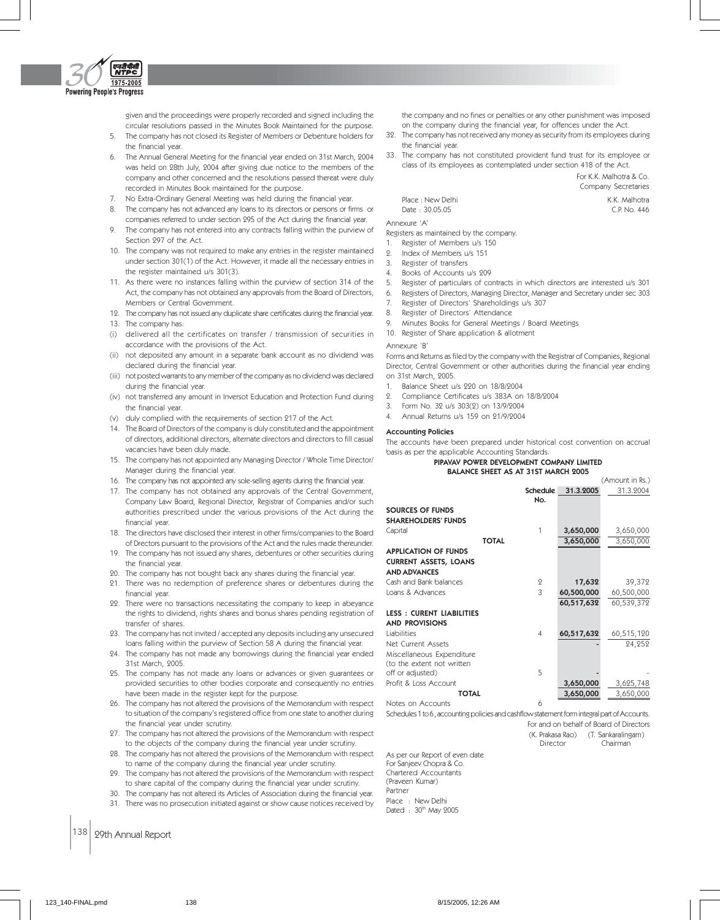given and the proceedings were properly recorded and signed including the circular resolutions passed in the Minutes Book Maintained for the purpose.

5. The company has not closed its Register of Members or Debenture holders for the financial year.
6. The Annual General Meeting for the financial year ended on 31st March, 2004 was held on 28th July, 2004 after giving due notice to the members of the company and other concerned and the resolutions passed thereat were duly recorded in Minutes Book maintained for the purpose.
7. No Extra-Ordinary General Meeting was held during the financial year.
8. The company has not advanced any loans to its directors or persons or firms or companies referred to under section 295 of the Act during the financial year.
9. The company has not entered into any contracts falling within the purview of Section 297 of the Act.
10. The company was not required to make any entries in the register maintained under section 301(1) of the Act. However, it made all the necessary entries in the register maintained u/s 301(3).
11. As there were no instances falling within the purview of section 314 of the Act, the company has not obtained any approvals from the Board of Directors, Members or Central Government.
12. The company has not issued any duplicate share certificates during the financial year.
13. The company has:
    - (i) delivered all the certificates on transfer / transmission of securities in accordance with the provisions of the Act.
    - (ii) not deposited any amount in a separate bank account as no dividend was declared during the financial year.
    - (iii) not posted warrants to any member of the company as no dividend was declared during the financial year.
    - (iv) not transferred any amount in Inversot Education and Protection Fund during the financial year.
    - (v) duly complied with the requirements of section 217 of the Act.
14. The Board of Directors of the company is duly constituted and the appointment of directors, additional directors, alternate directors and directors to fill casual vacancies have been duly made.
15. The company has not appointed any Managing Director / Whole Time Director/ Manager during the financial year.
16. The company has not appointed any sole-selling agents during the financial year.
17. The company has not obtained any approvals of the Central Government, Company Law Board, Regional Director, Registrar of Companies and/or such authorities prescribed under the various provisions of the Act during the financial year.
18. The directors have disclosed their interest in other firms/companies to the Board of Drectors pursuant to the provisions of the Act and the rules made thereunder.
19. The company has not issued any shares, debentures or other securities during the financial year.
20. The company has not bought back any shares during the financial year.
21. There was no redemption of preference shares or debentures during the financial year.
22. There were no transactions necessitating the company to keep in abeyance the rights to dividend, rights shares and bonus shares pending registration of transfer of shares.
23. The company has not invited / accepted any deposits including any unsecured loans falling within the purview of Section 58 A during the financial year.
24. The company has not made any borrowings during the financial year ended 31st March, 2005.
25. The company has not made any loans or advances or given guarantees or provided securities to other bodies corporate and consequently no entries have been made in the register kept for the purpose.
26. The company has not altered the provisions of the Memorandum with respect to situation of the company's registered office from one state to another during the financial year under scrutiny.
27. The company has not altered the provisions of the Memorandum with respect to the objects of the company during the financial year under scrutiny.
28. The company has not altered the provisions of the Memorandum with respect to name of the company during the financial year under scrutiny.
29. The company has not altered the provisions of the Memorandum with respect to share capital of the company during the financial year under scrutiny.
30. The company has not altered its Articles of Association during the financial year.
31. There was no prosecution initiated against or show cause notices received by the company and no fines or penalties or any other punishment was imposed on the company during the financial year, for offences under the Act.
32. The company has not received any money as security from its employees during the financial year.
33. The company has not constituted provident fund trust for its employee or class of its employees as contemplated under section 418 of the Act.

For K.K. Malhotra & Co.
Company Secretaries

Place : New Delhi
Date : 30.05.05

K.K. Malhotra
C.P. No. 446

Annexure 'A'

Registers as maintained by the company.

1. Register of Members u/s 150
2. Index of Members u/s 151
3. Register of transfers
4. Books of Accounts u/s 209
5. Register of particulars of contracts in which directors are interested u/s 301
6. Registers of Directors, Managing Director, Manager and Secretary under sec 303
7. Register of Directors' Shareholdings u/s 307
8. Register of Directors' Attendance
9. Minutes Books for General Meetings / Board Meetings
10. Register of Share application & allotment

Annexure 'B'

Forms and Returns as filed by the company with the Registrar of Companies, Regional Director, Central Government or other authorities during the financial year ending on 31st March, 2005.

1. Balance Sheet u/s 220 on 18/8/2004
2. Compliance Certificates u/s 383A on 18/8/2004
3. Form No. 32 u/s 303(2) on 13/9/2004
4. Annual Returns u/s 159 on 21/9/2004

### Accounting Policies

The accounts have been prepared under historical cost convention on accrual basis as per the applicable Accounting Standards.

**PIPAVAV POWER DEVELOPMENT COMPANY LIMITED**
**BALANCE SHEET AS AT 31ST MARCH 2005**

(Amount in Rs.)

| | Schedule No. | 31.3.2005 | 31.3.2004 |
|---|---|---|---|
| **SOURCES OF FUNDS** | | | |
| **SHAREHOLDERS' FUNDS** | | | |
| Capital | 1 | **3,650,000** | 3,650,000 |
| **TOTAL** | | **3,650,000** | 3,650,000 |
| **APPLICATION OF FUNDS** | | | |
| **CURRENT ASSETS, LOANS AND ADVANCES** | | | |
| Cash and Bank balances | 2 | **17,632** | 39,372 |
| Loans & Advances | 3 | **60,500,000** | 60,500,000 |
| | | **60,517,632** | 60,539,372 |
| **LESS : CURENT LIABILITIES AND PROVISIONS** | | | |
| Liabilities | 4 | **60,517,632** | 60,515,120 |
| Net Current Assets | | **-** | 24,252 |
| Miscellaneous Expenditure (to the extent not written off or adjusted) | 5 | **-** | - |
| Profit & Loss Account | | **3,650,000** | 3,625,748 |
| **TOTAL** | | **3,650,000** | 3,650,000 |
| Notes on Accounts | 6 | | |

Schedules 1 to 6, accounting policies and cashflow statement form integral part of Accounts.

For and on behalf of Board of Directors

(K. Prakasa Rao) Director
(T. Sankaralingam) Chairman

As per our Report of even date
For Sanjeev Chopra & Co.
Chartered Accountants
(Praveen Kumar)
Partner
Place : New Delhi
Dated : 30th May 2005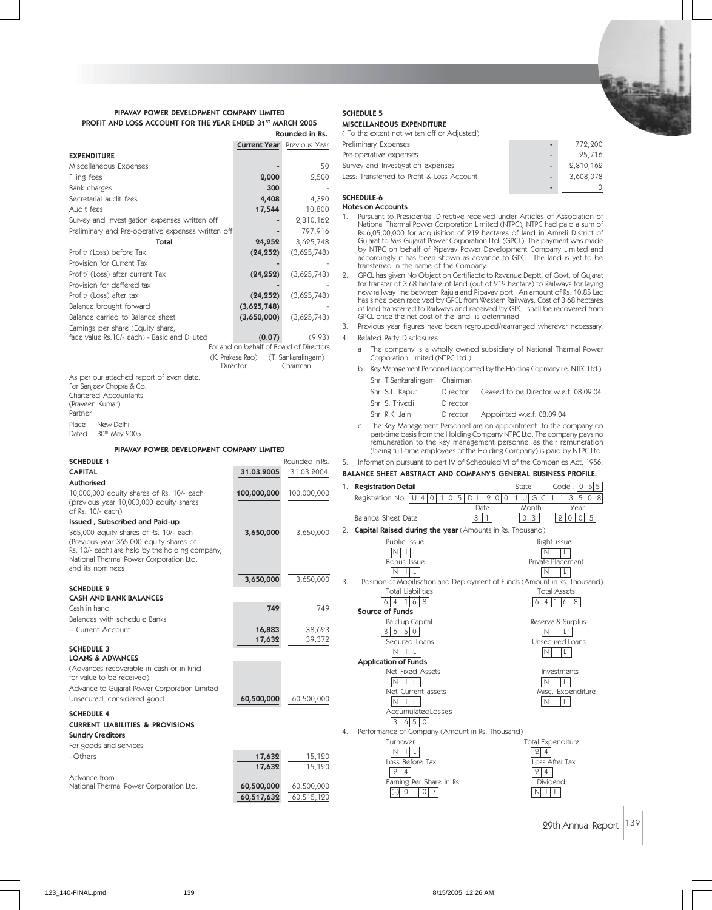## PIPAVAV POWER DEVELOPMENT COMPANY LIMITED
### PROFIT AND LOSS ACCOUNT FOR THE YEAR ENDED 31ST MARCH 2005

**Rounded in Rs.**

| | Current Year | Previous Year |
|---|---|---|
| **EXPENDITURE** | | |
| Miscellaneous Expenses | - | 50 |
| Filing fees | 2,000 | 2,500 |
| Bank charges | 300 | - |
| Secretarial audit fees | 4,408 | 4,320 |
| Audit fees | 17,544 | 10,800 |
| Survey and Investigation expenses written off | - | 2,810,162 |
| Preliminary and Pre-operative expenses written off | - | 797,916 |
| **Total** | **24,252** | 3,625,748 |
| Profit/ (Loss) before Tax | (24,252) | (3,625,748) |
| Provision for Current Tax | - | - |
| Profit/ (Loss) after current Tax | (24,252) | (3,625,748) |
| Provision for deffered tax | - | - |
| Profit/ (Loss) after tax | (24,252) | (3,625,748) |
| Balance brought forward | (3,625,748) | - |
| Balance carried to Balance sheet | (3,650,000) | (3,625,748) |
| Earnings per share (Equity share, face value Rs.10/- each) - Basic and Diluted | (0.07) | (9.93) |

For and on behalf of Board of Directors

(K. Prakasa Rao) Director (T. Sankaralingam) Chairman

As per our attached report of even date.
For Sanjeev Chopra & Co.
Chartered Accountants
(Praveen Kumar)
Partner

Place : New Delhi
Dated : 30th May 2005

## PIPAVAV POWER DEVELOPMENT COMPANY LIMITED

| | 31.03.2005 | Rounded in Rs. 31.03.2004 |
|---|---|---|
| **SCHEDULE 1** | | |
| **CAPITAL** | | |
| **Authorised** | | |
| 10,000,000 equity shares of Rs. 10/- each (previous year 10,000,000 equity shares of Rs. 10/- each) | 100,000,000 | 100,000,000 |
| **Issued , Subscribed and Paid-up** | | |
| 365,000 equity shares of Rs. 10/- each (Previous year 365,000 equity shares of Rs. 10/- each) are held by the holding company, National Thermal Power Corporation Ltd. and its nominees | 3,650,000 | 3,650,000 |
| | 3,650,000 | 3,650,000 |
| **SCHEDULE 2** | | |
| **CASH AND BANK BALANCES** | | |
| Cash in hand | 749 | 749 |
| Balances with schedule Banks | | |
| – Current Account | 16,883 | 38,623 |
| | 17,632 | 39,372 |
| **SCHEDULE 3** | | |
| **LOANS & ADVANCES** | | |
| (Advances recoverable in cash or in kind for value to be received) | | |
| Advance to Gujarat Power Corporation Limited | | |
| Unsecured, considered good | 60,500,000 | 60,500,000 |
| **SCHEDULE 4** | | |
| **CURRENT LIABILITIES & PROVISIONS** | | |
| **Sundry Creditors** | | |
| For goods and services | | |
| –Others | 17,632 | 15,120 |
| | 17,632 | 15,120 |
| Advance from National Thermal Power Corporation Ltd. | 60,500,000 | 60,500,000 |
| | 60,517,632 | 60,515,120 |

**SCHEDULE 5**

**MISCELLANEOUS EXPENDITURE**

( To the extent not writen off or Adjusted)

| | | |
|---|---|---|
| Preliminary Expenses | - | 772,200 |
| Pre-operative expenses | - | 25,716 |
| Survey and Investigation expenses | - | 2,810,162 |
| Less: Transferred to Profit & Loss Account | - | 3,608,078 |
| | - | 0 |

**SCHEDULE-6**

**Notes on Accounts**

1. Pursuant to Presidential Directive received under Articles of Association of National Thermal Power Corporation Limited (NTPC), NTPC had paid a sum of Rs.6,05,00,000 for acquisition of 212 hectares of land in Amreli District of Gujarat to M/s Gujarat Power Corporation Ltd. (GPCL). The payment was made by NTPC on behalf of Pipavav Power Development Company Limited and accordingly it has been shown as advance to GPCL. The land is yet to be transferred in the name of the Company.
2. GPCL has given No Objection Certifiacte to Revenue Deptt. of Govt. of Gujarat for transfer of 3.68 hectare of land (out of 212 hectare) to Railways for laying new railway line between Rajula and Pipavav port. An amount of Rs. 10.85 Lac has since been received by GPCL from Western Railways. Cost of 3.68 hectares of land transferred to Railways and received by GPCL shall be recovered from GPCL once the net cost of the land is determined.
3. Previous year figures have been regrouped/rearranged wherever necessary.
4. Related Party Disclosures
   a. The company is a wholly owned subsidiary of National Thermal Power Corporation Limited (NTPC Ltd.)
   b. Key Management Personnel (appointed by the Holding Copmany i.e. NTPC Ltd.)

| | | |
|---|---|---|
| Shri T.Sankaralingam | Chairman | |
| Shri S.L. Kapur | Director | Ceased to be Director w.e.f. 08.09.04 |
| Shri S. Trivedi | Director | |
| Shri R.K. Jain | Director | Appointed w.e.f. 08.09.04 |

   c. The Key Management Personnel are on appointment to the company on part-time basis from the Holding Company NTPC Ltd. The company pays no remuneration to the key management personnel as their remuneration (being full-time employees of the Holding Company) is paid by NTPC Ltd.
5. Information pursuant to part IV of Scheduled VI of the Companies Act, 1956.

**BALANCE SHEET ABSTRACT AND COMPANY'S GENERAL BUSINESS PROFILE:**

1. **Registration Detail**
   Registration No. U40105DL2001UGC113508 State Code : 055
   Balance Sheet Date: Date 31 Month 03 Year 2005
2. **Capital Raised during the year** (Amounts in Rs. Thousand)

| | |
|---|---|
| Public Issue | Right issue |
| NIL | NIL |
| Bonus Issue | Private Placement |
| NIL | NIL |

3. Position of Mobilisation and Deployment of Funds (Amount in Rs. Thousand)

| | |
|---|---|
| Total Liabilities | Total Assets |
| 64168 | 64168 |
| **Source of Funds** | |
| Paid up Capital | Reserve & Surplus |
| 3650 | NIL |
| Secured Loans | Unsecured Loans |
| NIL | NIL |
| **Application of Funds** | |
| Net Fixed Assets | Investments |
| NIL | NIL |
| Net Current assets | Misc. Expenditure |
| NIL | NIL |
| AccumulatedLosses | |
| 3650 | |

4. Performance of Company (Amount in Rs. Thousand)

| | |
|---|---|
| Turnover | Total Expenditure |
| NIL | 24 |
| Loss Before Tax | Loss After Tax |
| 24 | 24 |
| Earning Per Share in Rs. | Dividend |
| (-) 0.07 | NIL |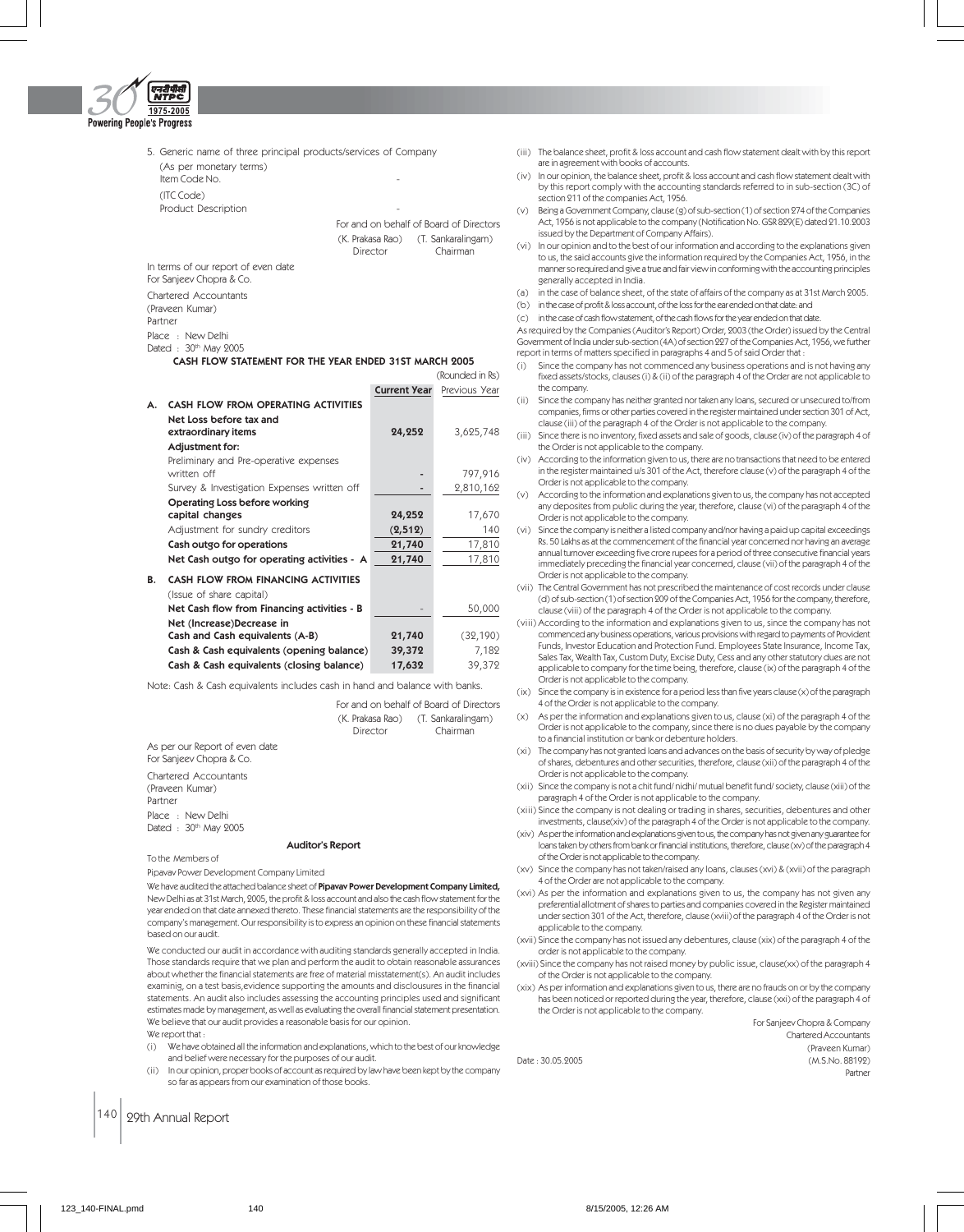5. Generic name of three principal products/services of Company

(As per monetary terms)

Item Code No. -

(ITC Code)

Product Description -

For and on behalf of Board of Directors

(K. Prakasa Rao) Director (T. Sankaralingam) Chairman

In terms of our report of even date

For Sanjeev Chopra & Co.

Chartered Accountants

(Praveen Kumar)

Partner

Place : New Delhi

Dated : 30th May 2005

### CASH FLOW STATEMENT FOR THE YEAR ENDED 31ST MARCH 2005

(Rounded in Rs)

| | | Current Year | Previous Year |
|---|---|---|---|
| **A.** | **CASH FLOW FROM OPERATING ACTIVITIES** | | |
| | **Net Loss before tax and extraordinary items** | **24,252** | 3,625,748 |
| | **Adjustment for:** | | |
| | Preliminary and Pre-operative expenses written off | - | 797,916 |
| | Survey & Investigation Expenses written off | - | 2,810,162 |
| | **Operating Loss before working capital changes** | **24,252** | 17,670 |
| | Adjustment for sundry creditors | **(2,512)** | 140 |
| | **Cash outgo for operations** | **21,740** | 17,810 |
| | **Net Cash outgo for operating activities - A** | **21,740** | 17,810 |
| **B.** | **CASH FLOW FROM FINANCING ACTIVITIES** | | |
| | (Issue of share capital) | | |
| | **Net Cash flow from Financing activities - B** | - | 50,000 |
| | **Net (Increase)Decrease in Cash and Cash equivalents (A-B)** | **21,740** | (32,190) |
| | **Cash & Cash equivalents (opening balance)** | **39,372** | 7,182 |
| | **Cash & Cash equivalents (closing balance)** | **17,632** | 39,372 |

Note: Cash & Cash equivalents includes cash in hand and balance with banks.

For and on behalf of Board of Directors

(K. Prakasa Rao) Director (T. Sankaralingam) Chairman

As per our Report of even date

For Sanjeev Chopra & Co.

Chartered Accountants

(Praveen Kumar)

Partner

Place : New Delhi

Dated : 30th May 2005

### Auditor's Report

To the Members of

Pipavav Power Development Company Limited

We have audited the attached balance sheet of **Pipavav Power Development Company Limited,** New Delhi as at 31st March, 2005, the profit & loss account and also the cash flow statement for the year ended on that date annexed thereto. These financial statements are the responsibility of the company's management. Our responsibility is to express an opinion on these financial statements based on our audit.

We conducted our audit in accordance with auditing standards generally accepted in India. Those standards require that we plan and perform the audit to obtain reasonable assurances about whether the financial statements are free of material misstatement(s). An audit includes examinig, on a test basis,evidence supporting the amounts and disclousures in the financial statements. An audit also includes assessing the accounting principles used and significant estimates made by management, as well as evaluating the overall financial statement presentation. We believe that our audit provides a reasonable basis for our opinion.

We report that :

(i) We have obtained all the information and explanations, which to the best of our knowledge and belief were necessary for the purposes of our audit.

(ii) In our opinion, proper books of account as required by law have been kept by the company so far as appears from our examination of those books.

(iii) The balance sheet, profit & loss account and cash flow statement dealt with by this report are in agreement with books of accounts.

(iv) In our opinion, the balance sheet, profit & loss account and cash flow statement dealt with by this report comply with the accounting standards referred to in sub-section (3C) of section 211 of the companies Act, 1956.

(v) Being a Government Company, clause (g) of sub-section (1) of section 274 of the Companies Act, 1956 is not applicable to the company (Notification No. GSR 829(E) dated 21.10.2003 issued by the Department of Company Affairs).

(vi) In our opinion and to the best of our information and according to the explanations given to us, the said accounts give the information required by the Companies Act, 1956, in the manner so required and give a true and fair view in conforming with the accounting principles generally accepted in India.

(a) in the case of balance sheet, of the state of affairs of the company as at 31st March 2005.

(b) in the case of profit & loss account, of the loss for the ear ended on that date: and

(c) in the case of cash flow statement, of the cash flows for the year ended on that date.

As required by the Companies (Auditor's Report) Order, 2003 (the Order) issued by the Central Government of India under sub-section (4A) of section 227 of the Companies Act, 1956, we further report in terms of matters specified in paragraphs 4 and 5 of said Order that :

(i) Since the company has not commenced any business operations and is not having any fixed assets/stocks, clauses (i) & (ii) of the paragraph 4 of the Order are not applicable to the company.

(ii) Since the company has neither granted nor taken any loans, secured or unsecured to/from companies, firms or other parties covered in the register maintained under section 301 of Act, clause (iii) of the paragraph 4 of the Order is not applicable to the company.

(iii) Since there is no inventory, fixed assets and sale of goods, clause (iv) of the paragraph 4 of the Order is not applicable to the company.

(iv) According to the information given to us, there are no transactions that need to be entered in the register maintained u/s 301 of the Act, therefore clause (v) of the paragraph 4 of the Order is not applicable to the company.

(v) According to the information and explanations given to us, the company has not accepted any deposites from public during the year, therefore, clause (vi) of the paragraph 4 of the Order is not applicable to the company.

(vi) Since the company is neither a listed company and/nor having a paid up capital exceedings Rs. 50 Lakhs as at the commencement of the financial year concerned nor having an average annual turnover exceeding five crore rupees for a period of three consecutive financial years immediately preceding the financial year concerned, clause (vii) of the paragraph 4 of the Order is not applicable to the company.

(vii) The Central Government has not prescribed the maintenance of cost records under clause (d) of sub-section (1) of section 209 of the Companies Act, 1956 for the company, therefore, clause (viii) of the paragraph 4 of the Order is not applicable to the company.

(viii) According to the information and explanations given to us, since the company has not commenced any business operations, various provisions with regard to payments of Provident Funds, Investor Education and Protection Fund. Employees State Insurance, Income Tax, Sales Tax, Wealth Tax, Custom Duty, Excise Duty, Cess and any other statutory dues are not applicable to company for the time being, therefore, clause (ix) of the paragraph 4 of the Order is not applicable to the company.

(ix) Since the company is in existence for a period less than five years clause (x) of the paragraph 4 of the Order is not applicable to the company.

(x) As per the information and explanations given to us, clause (xi) of the paragraph 4 of the Order is not applicable to the company, since there is no dues payable by the company to a financial institution or bank or debenture holders.

(xi) The company has not granted loans and advances on the basis of security by way of pledge of shares, debentures and other securities, therefore, clause (xii) of the paragraph 4 of the Order is not applicable to the company.

(xii) Since the company is not a chit fund/ nidhi/ mutual benefit fund/ society, clause (xiii) of the paragraph 4 of the Order is not applicable to the company.

(xiii) Since the company is not dealing or trading in shares, securities, debentures and other investments, clause(xiv) of the paragraph 4 of the Order is not applicable to the company.

(xiv) As per the information and explanations given to us, the company has not given any guarantee for loans taken by others from bank or financial institutions, therefore, clause (xv) of the paragraph 4 of the Order is not applicable to the company.

(xv) Since the company has not taken/raised any loans, clauses (xvi) & (xvii) of the paragraph 4 of the Order are not applicable to the company.

(xvi) As per the information and explanations given to us, the company has not given any preferential allotment of shares to parties and companies covered in the Register maintained under section 301 of the Act, therefore, clause (xviii) of the paragraph 4 of the Order is not applicable to the company.

(xvii) Since the company has not issued any debentures, clause (xix) of the paragraph 4 of the order is not applicable to the company.

(xviii) Since the company has not raised money by public issue, clause(xx) of the paragraph 4 of the Order is not applicable to the company.

(xix) As per information and explanations given to us, there are no frauds on or by the company has been noticed or reported during the year, therefore, clause (xxi) of the paragraph 4 of the Order is not applicable to the company.

For Sanjeev Chopra & Company

Chartered Accountants

(Praveen Kumar)

(M.S.No. 88192)

Partner

Date : 30.05.2005